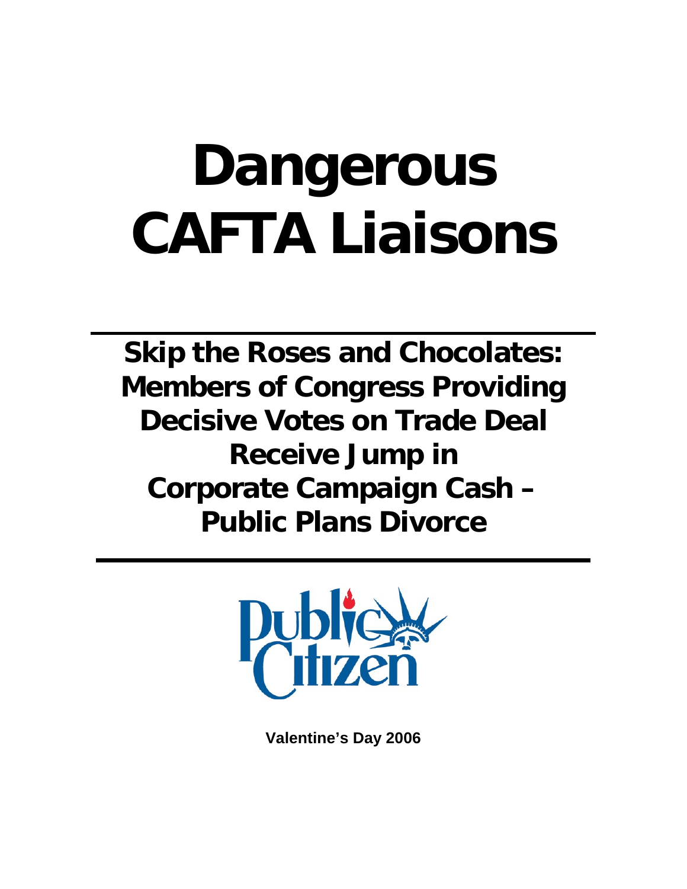# Dangerous CAFTA Liaisons

## Skip the Roses and Chocolates: Members of Congress Providing Decisive Votes on Trade Deal Receive Jump in Corporate Campaign Cash – Public Plans Divorce

Public Citizen

**Valentine's Day 2006**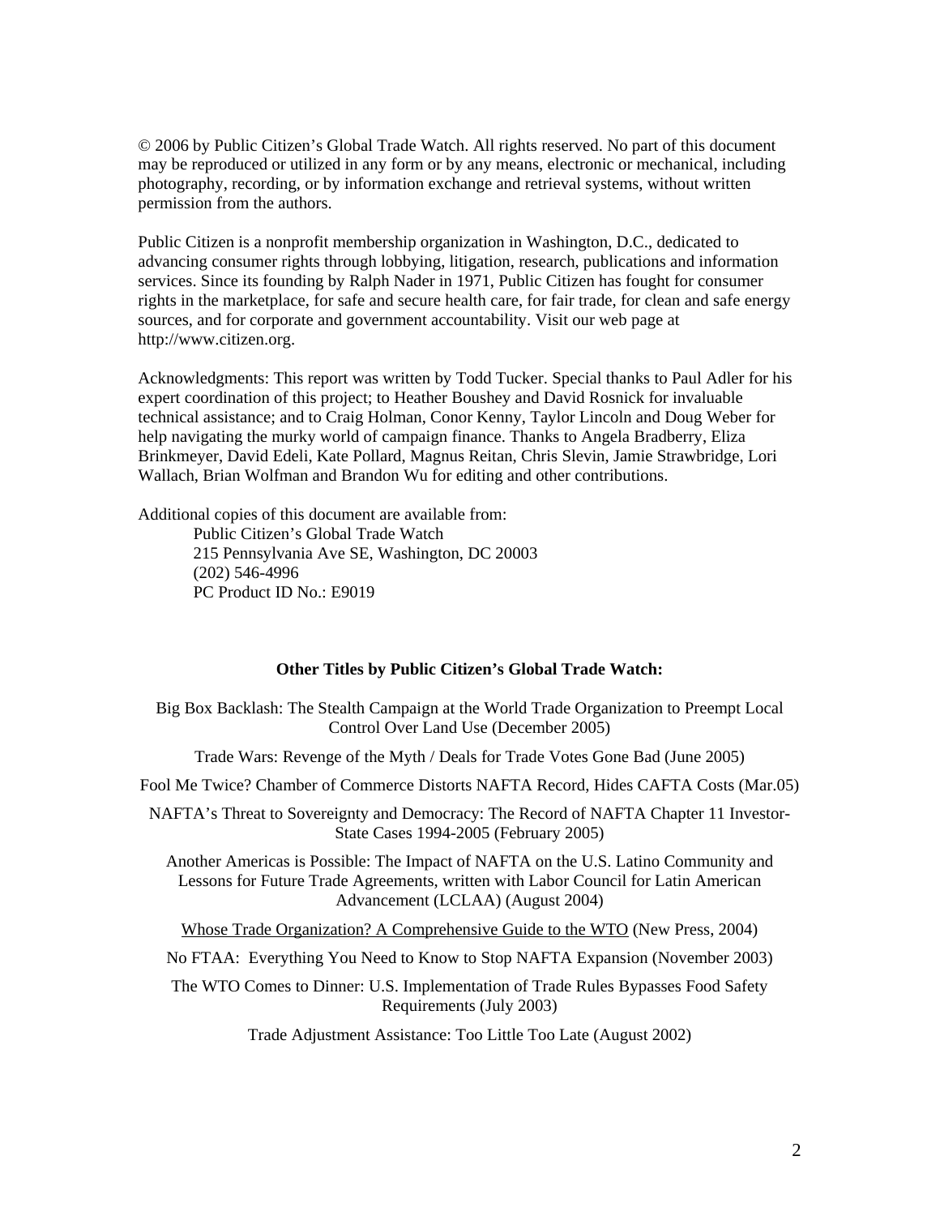© 2006 by Public Citizen's Global Trade Watch. All rights reserved. No part of this document may be reproduced or utilized in any form or by any means, electronic or mechanical, including photography, recording, or by information exchange and retrieval systems, without written permission from the authors.

Public Citizen is a nonprofit membership organization in Washington, D.C., dedicated to advancing consumer rights through lobbying, litigation, research, publications and information services. Since its founding by Ralph Nader in 1971, Public Citizen has fought for consumer rights in the marketplace, for safe and secure health care, for fair trade, for clean and safe energy sources, and for corporate and government accountability. Visit our web page at http://www.citizen.org.

Acknowledgments: This report was written by Todd Tucker. Special thanks to Paul Adler for his expert coordination of this project; to Heather Boushey and David Rosnick for invaluable technical assistance; and to Craig Holman, Conor Kenny, Taylor Lincoln and Doug Weber for help navigating the murky world of campaign finance. Thanks to Angela Bradberry, Eliza Brinkmeyer, David Edeli, Kate Pollard, Magnus Reitan, Chris Slevin, Jamie Strawbridge, Lori Wallach, Brian Wolfman and Brandon Wu for editing and other contributions.

Additional copies of this document are available from:

Public Citizen's Global Trade Watch
215 Pennsylvania Ave SE, Washington, DC 20003
(202) 546-4996
PC Product ID No.: E9019

**Other Titles by Public Citizen's Global Trade Watch:**

Big Box Backlash: The Stealth Campaign at the World Trade Organization to Preempt Local Control Over Land Use (December 2005)

Trade Wars: Revenge of the Myth / Deals for Trade Votes Gone Bad (June 2005)

Fool Me Twice? Chamber of Commerce Distorts NAFTA Record, Hides CAFTA Costs (Mar.05)

NAFTA's Threat to Sovereignty and Democracy: The Record of NAFTA Chapter 11 Investor-State Cases 1994-2005 (February 2005)

Another Americas is Possible: The Impact of NAFTA on the U.S. Latino Community and Lessons for Future Trade Agreements, written with Labor Council for Latin American Advancement (LCLAA) (August 2004)

Whose Trade Organization? A Comprehensive Guide to the WTO (New Press, 2004)

No FTAA: Everything You Need to Know to Stop NAFTA Expansion (November 2003)

The WTO Comes to Dinner: U.S. Implementation of Trade Rules Bypasses Food Safety Requirements (July 2003)

Trade Adjustment Assistance: Too Little Too Late (August 2002)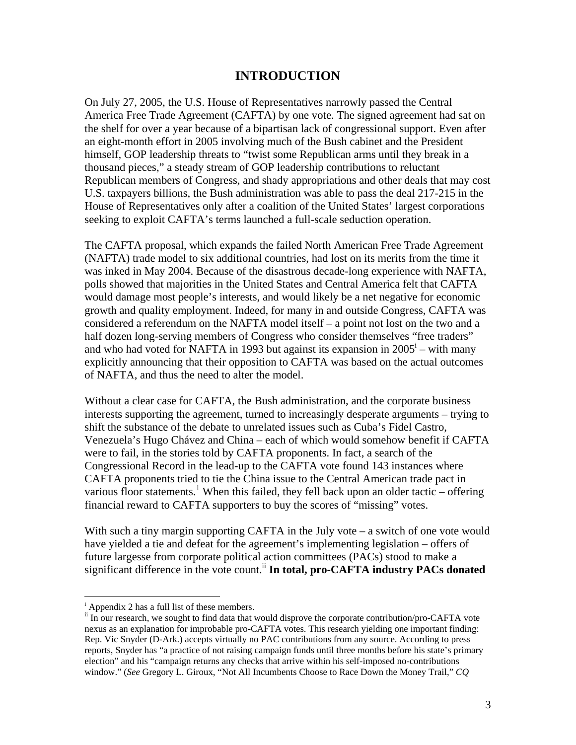# INTRODUCTION

On July 27, 2005, the U.S. House of Representatives narrowly passed the Central America Free Trade Agreement (CAFTA) by one vote. The signed agreement had sat on the shelf for over a year because of a bipartisan lack of congressional support. Even after an eight-month effort in 2005 involving much of the Bush cabinet and the President himself, GOP leadership threats to "twist some Republican arms until they break in a thousand pieces," a steady stream of GOP leadership contributions to reluctant Republican members of Congress, and shady appropriations and other deals that may cost U.S. taxpayers billions, the Bush administration was able to pass the deal 217-215 in the House of Representatives only after a coalition of the United States' largest corporations seeking to exploit CAFTA's terms launched a full-scale seduction operation.

The CAFTA proposal, which expands the failed North American Free Trade Agreement (NAFTA) trade model to six additional countries, had lost on its merits from the time it was inked in May 2004. Because of the disastrous decade-long experience with NAFTA, polls showed that majorities in the United States and Central America felt that CAFTA would damage most people's interests, and would likely be a net negative for economic growth and quality employment. Indeed, for many in and outside Congress, CAFTA was considered a referendum on the NAFTA model itself – a point not lost on the two and a half dozen long-serving members of Congress who consider themselves "free traders" and who had voted for NAFTA in 1993 but against its expansion in 2005[i] – with many explicitly announcing that their opposition to CAFTA was based on the actual outcomes of NAFTA, and thus the need to alter the model.

Without a clear case for CAFTA, the Bush administration, and the corporate business interests supporting the agreement, turned to increasingly desperate arguments – trying to shift the substance of the debate to unrelated issues such as Cuba's Fidel Castro, Venezuela's Hugo Chávez and China – each of which would somehow benefit if CAFTA were to fail, in the stories told by CAFTA proponents. In fact, a search of the Congressional Record in the lead-up to the CAFTA vote found 143 instances where CAFTA proponents tried to tie the China issue to the Central American trade pact in various floor statements.[1] When this failed, they fell back upon an older tactic – offering financial reward to CAFTA supporters to buy the scores of "missing" votes.

With such a tiny margin supporting CAFTA in the July vote – a switch of one vote would have yielded a tie and defeat for the agreement's implementing legislation – offers of future largesse from corporate political action committees (PACs) stood to make a significant difference in the vote count.[ii] **In total, pro-CAFTA industry PACs donated**

---

[i] Appendix 2 has a full list of these members.

[ii] In our research, we sought to find data that would disprove the corporate contribution/pro-CAFTA vote nexus as an explanation for improbable pro-CAFTA votes. This research yielding one important finding: Rep. Vic Snyder (D-Ark.) accepts virtually no PAC contributions from any source. According to press reports, Snyder has "a practice of not raising campaign funds until three months before his state's primary election" and his "campaign returns any checks that arrive within his self-imposed no-contributions window." (*See* Gregory L. Giroux, "Not All Incumbents Choose to Race Down the Money Trail," *CQ*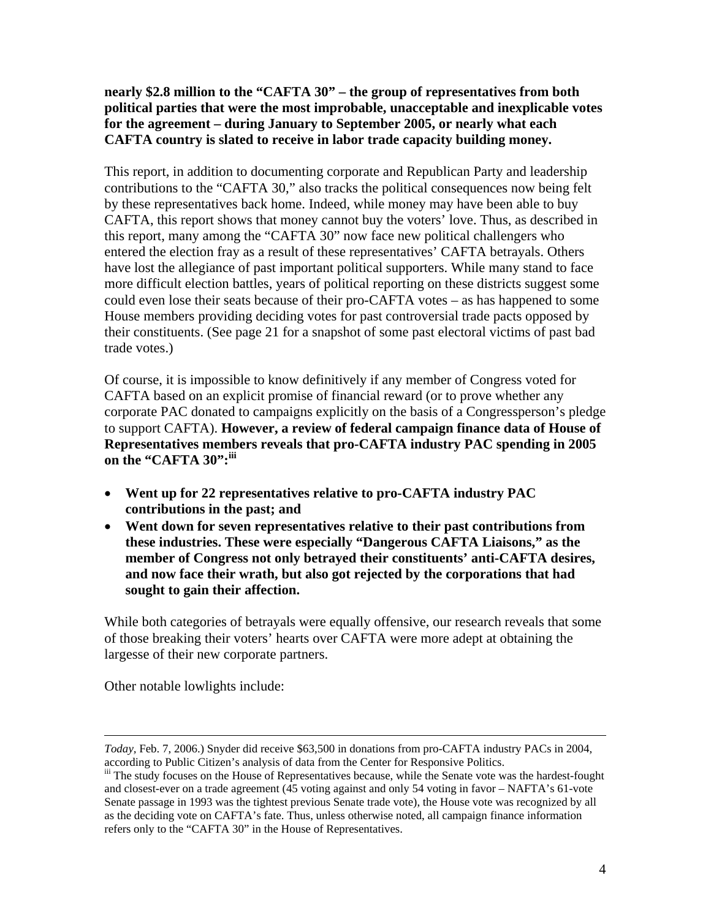**nearly $2.8 million to the "CAFTA 30" – the group of representatives from both political parties that were the most improbable, unacceptable and inexplicable votes for the agreement – during January to September 2005, or nearly what each CAFTA country is slated to receive in labor trade capacity building money.**

This report, in addition to documenting corporate and Republican Party and leadership contributions to the "CAFTA 30," also tracks the political consequences now being felt by these representatives back home. Indeed, while money may have been able to buy CAFTA, this report shows that money cannot buy the voters' love. Thus, as described in this report, many among the "CAFTA 30" now face new political challengers who entered the election fray as a result of these representatives' CAFTA betrayals. Others have lost the allegiance of past important political supporters. While many stand to face more difficult election battles, years of political reporting on these districts suggest some could even lose their seats because of their pro-CAFTA votes – as has happened to some House members providing deciding votes for past controversial trade pacts opposed by their constituents. (See page 21 for a snapshot of some past electoral victims of past bad trade votes.)

Of course, it is impossible to know definitively if any member of Congress voted for CAFTA based on an explicit promise of financial reward (or to prove whether any corporate PAC donated to campaigns explicitly on the basis of a Congressperson's pledge to support CAFTA). **However, a review of federal campaign finance data of House of Representatives members reveals that pro-CAFTA industry PAC spending in 2005 on the "CAFTA 30":[iii]**

- **Went up for 22 representatives relative to pro-CAFTA industry PAC contributions in the past; and**
- **Went down for seven representatives relative to their past contributions from these industries. These were especially "Dangerous CAFTA Liaisons," as the member of Congress not only betrayed their constituents' anti-CAFTA desires, and now face their wrath, but also got rejected by the corporations that had sought to gain their affection.**

While both categories of betrayals were equally offensive, our research reveals that some of those breaking their voters' hearts over CAFTA were more adept at obtaining the largesse of their new corporate partners.

Other notable lowlights include:

---

*Today*, Feb. 7, 2006.) Snyder did receive $63,500 in donations from pro-CAFTA industry PACs in 2004, according to Public Citizen's analysis of data from the Center for Responsive Politics.

[iii] The study focuses on the House of Representatives because, while the Senate vote was the hardest-fought and closest-ever on a trade agreement (45 voting against and only 54 voting in favor – NAFTA's 61-vote Senate passage in 1993 was the tightest previous Senate trade vote), the House vote was recognized by all as the deciding vote on CAFTA's fate. Thus, unless otherwise noted, all campaign finance information refers only to the "CAFTA 30" in the House of Representatives.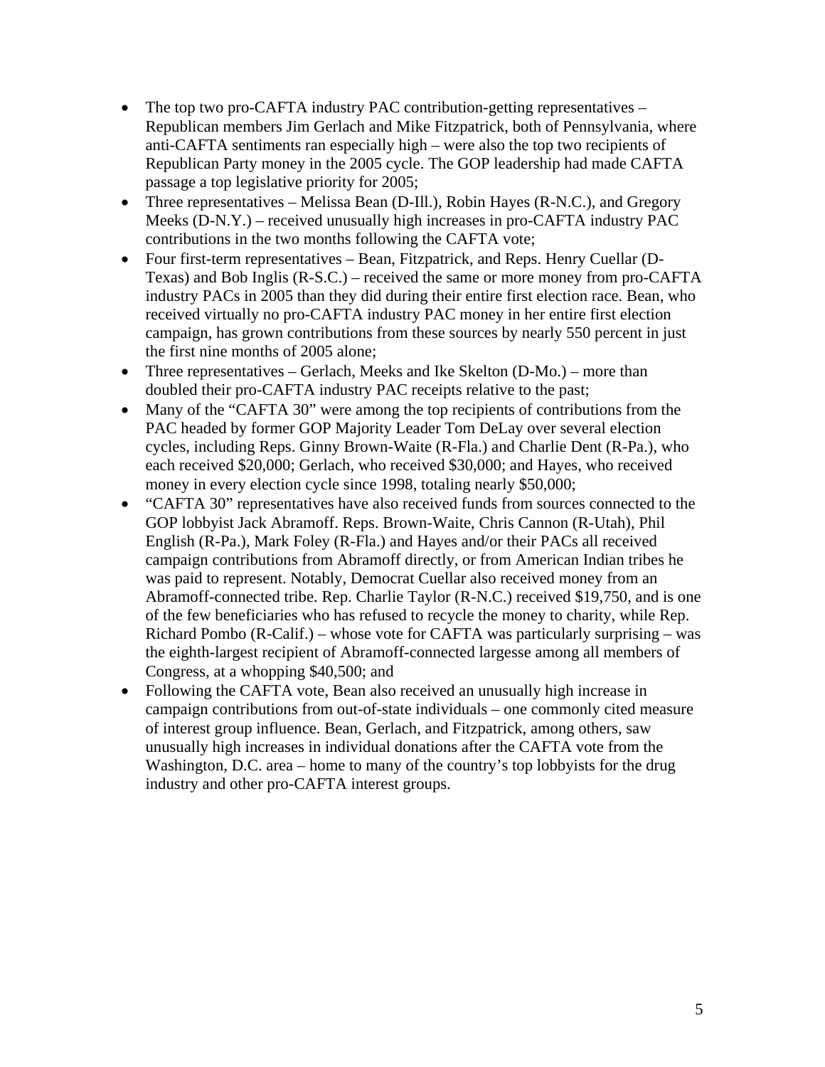- The top two pro-CAFTA industry PAC contribution-getting representatives – Republican members Jim Gerlach and Mike Fitzpatrick, both of Pennsylvania, where anti-CAFTA sentiments ran especially high – were also the top two recipients of Republican Party money in the 2005 cycle. The GOP leadership had made CAFTA passage a top legislative priority for 2005;
- Three representatives – Melissa Bean (D-Ill.), Robin Hayes (R-N.C.), and Gregory Meeks (D-N.Y.) – received unusually high increases in pro-CAFTA industry PAC contributions in the two months following the CAFTA vote;
- Four first-term representatives – Bean, Fitzpatrick, and Reps. Henry Cuellar (D-Texas) and Bob Inglis (R-S.C.) – received the same or more money from pro-CAFTA industry PACs in 2005 than they did during their entire first election race. Bean, who received virtually no pro-CAFTA industry PAC money in her entire first election campaign, has grown contributions from these sources by nearly 550 percent in just the first nine months of 2005 alone;
- Three representatives – Gerlach, Meeks and Ike Skelton (D-Mo.) – more than doubled their pro-CAFTA industry PAC receipts relative to the past;
- Many of the "CAFTA 30" were among the top recipients of contributions from the PAC headed by former GOP Majority Leader Tom DeLay over several election cycles, including Reps. Ginny Brown-Waite (R-Fla.) and Charlie Dent (R-Pa.), who each received $20,000; Gerlach, who received $30,000; and Hayes, who received money in every election cycle since 1998, totaling nearly $50,000;
- "CAFTA 30" representatives have also received funds from sources connected to the GOP lobbyist Jack Abramoff. Reps. Brown-Waite, Chris Cannon (R-Utah), Phil English (R-Pa.), Mark Foley (R-Fla.) and Hayes and/or their PACs all received campaign contributions from Abramoff directly, or from American Indian tribes he was paid to represent. Notably, Democrat Cuellar also received money from an Abramoff-connected tribe. Rep. Charlie Taylor (R-N.C.) received $19,750, and is one of the few beneficiaries who has refused to recycle the money to charity, while Rep. Richard Pombo (R-Calif.) – whose vote for CAFTA was particularly surprising – was the eighth-largest recipient of Abramoff-connected largesse among all members of Congress, at a whopping $40,500; and
- Following the CAFTA vote, Bean also received an unusually high increase in campaign contributions from out-of-state individuals – one commonly cited measure of interest group influence. Bean, Gerlach, and Fitzpatrick, among others, saw unusually high increases in individual donations after the CAFTA vote from the Washington, D.C. area – home to many of the country's top lobbyists for the drug industry and other pro-CAFTA interest groups.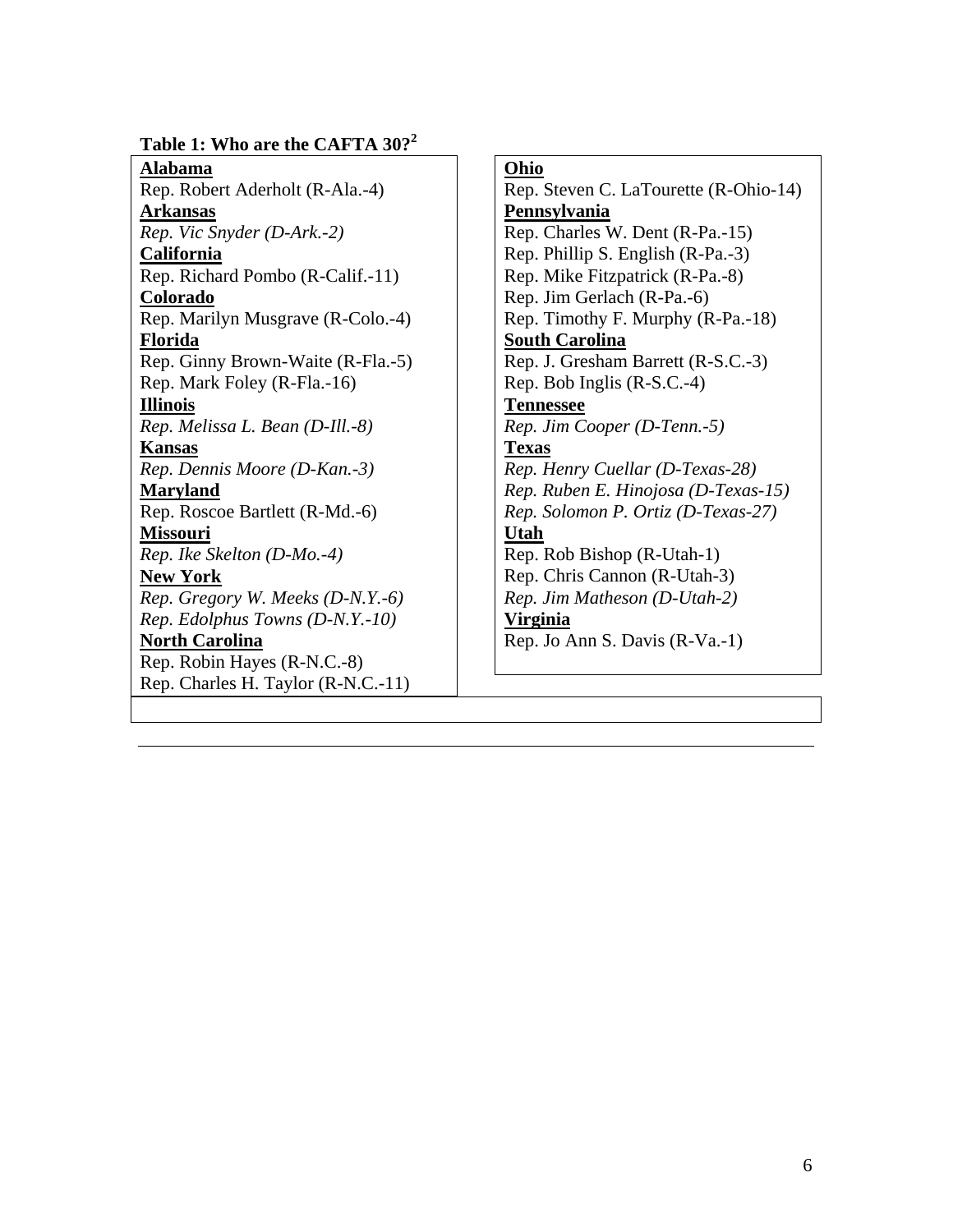**Table 1: Who are the CAFTA 30?**[2]

**Alabama**
Rep. Robert Aderholt (R-Ala.-4)
**Arkansas**
*Rep. Vic Snyder (D-Ark.-2)*
**California**
Rep. Richard Pombo (R-Calif.-11)
**Colorado**
Rep. Marilyn Musgrave (R-Colo.-4)
**Florida**
Rep. Ginny Brown-Waite (R-Fla.-5)
Rep. Mark Foley (R-Fla.-16)
**Illinois**
*Rep. Melissa L. Bean (D-Ill.-8)*
**Kansas**
*Rep. Dennis Moore (D-Kan.-3)*
**Maryland**
Rep. Roscoe Bartlett (R-Md.-6)
**Missouri**
*Rep. Ike Skelton (D-Mo.-4)*
**New York**
*Rep. Gregory W. Meeks (D-N.Y.-6)*
*Rep. Edolphus Towns (D-N.Y.-10)*
**North Carolina**
Rep. Robin Hayes (R-N.C.-8)
Rep. Charles H. Taylor (R-N.C.-11)
**Ohio**
Rep. Steven C. LaTourette (R-Ohio-14)
**Pennsylvania**
Rep. Charles W. Dent (R-Pa.-15)
Rep. Phillip S. English (R-Pa.-3)
Rep. Mike Fitzpatrick (R-Pa.-8)
Rep. Jim Gerlach (R-Pa.-6)
Rep. Timothy F. Murphy (R-Pa.-18)
**South Carolina**
Rep. J. Gresham Barrett (R-S.C.-3)
Rep. Bob Inglis (R-S.C.-4)
**Tennessee**
*Rep. Jim Cooper (D-Tenn.-5)*
**Texas**
*Rep. Henry Cuellar (D-Texas-28)*
*Rep. Ruben E. Hinojosa (D-Texas-15)*
*Rep. Solomon P. Ortiz (D-Texas-27)*
**Utah**
Rep. Rob Bishop (R-Utah-1)
Rep. Chris Cannon (R-Utah-3)
*Rep. Jim Matheson (D-Utah-2)*
**Virginia**
Rep. Jo Ann S. Davis (R-Va.-1)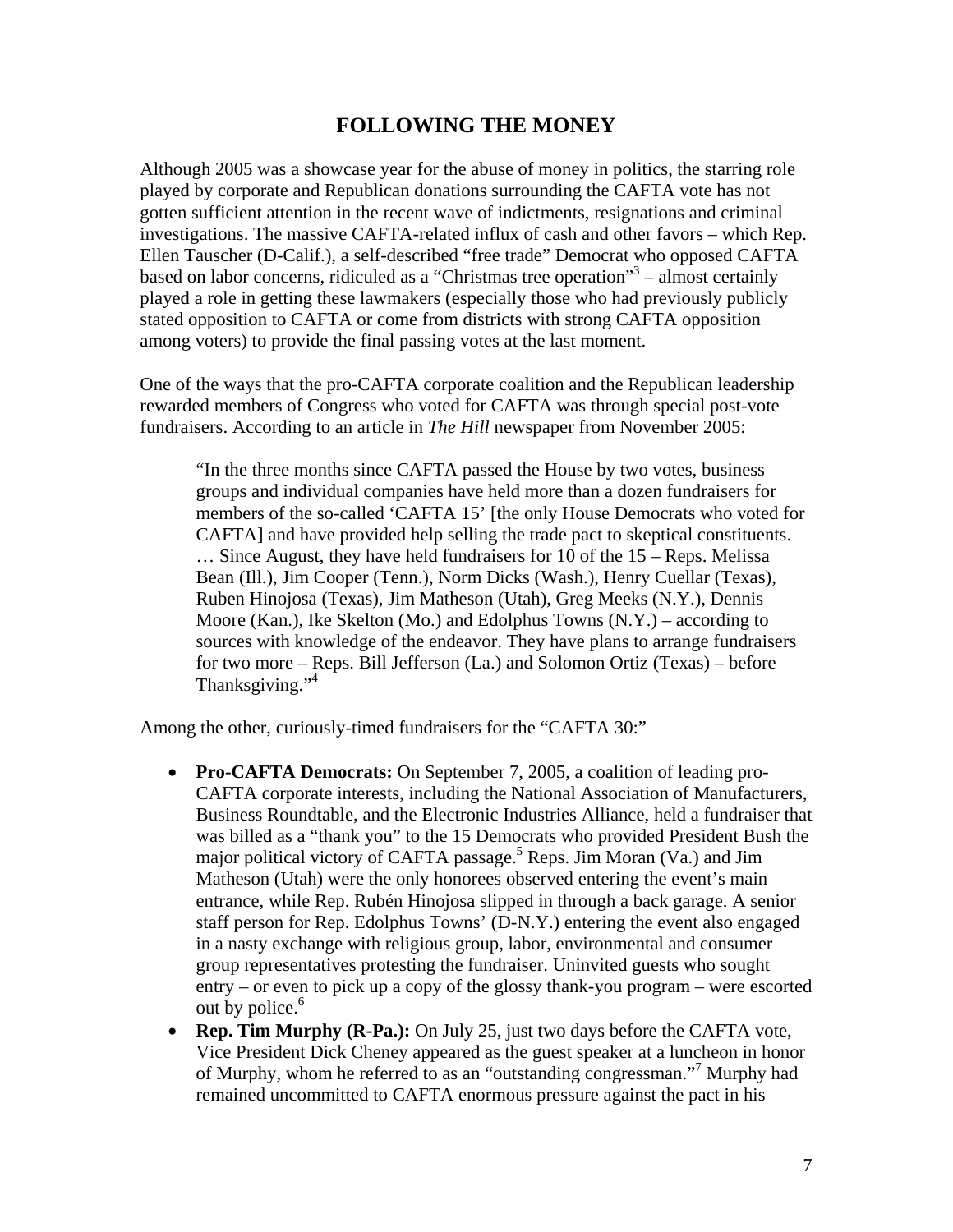## FOLLOWING THE MONEY

Although 2005 was a showcase year for the abuse of money in politics, the starring role played by corporate and Republican donations surrounding the CAFTA vote has not gotten sufficient attention in the recent wave of indictments, resignations and criminal investigations. The massive CAFTA-related influx of cash and other favors – which Rep. Ellen Tauscher (D-Calif.), a self-described "free trade" Democrat who opposed CAFTA based on labor concerns, ridiculed as a "Christmas tree operation"[3] – almost certainly played a role in getting these lawmakers (especially those who had previously publicly stated opposition to CAFTA or come from districts with strong CAFTA opposition among voters) to provide the final passing votes at the last moment.

One of the ways that the pro-CAFTA corporate coalition and the Republican leadership rewarded members of Congress who voted for CAFTA was through special post-vote fundraisers. According to an article in *The Hill* newspaper from November 2005:

> "In the three months since CAFTA passed the House by two votes, business groups and individual companies have held more than a dozen fundraisers for members of the so-called 'CAFTA 15' [the only House Democrats who voted for CAFTA] and have provided help selling the trade pact to skeptical constituents. … Since August, they have held fundraisers for 10 of the 15 – Reps. Melissa Bean (Ill.), Jim Cooper (Tenn.), Norm Dicks (Wash.), Henry Cuellar (Texas), Ruben Hinojosa (Texas), Jim Matheson (Utah), Greg Meeks (N.Y.), Dennis Moore (Kan.), Ike Skelton (Mo.) and Edolphus Towns (N.Y.) – according to sources with knowledge of the endeavor. They have plans to arrange fundraisers for two more – Reps. Bill Jefferson (La.) and Solomon Ortiz (Texas) – before Thanksgiving."[4]

Among the other, curiously-timed fundraisers for the "CAFTA 30:"

- **Pro-CAFTA Democrats:** On September 7, 2005, a coalition of leading pro-CAFTA corporate interests, including the National Association of Manufacturers, Business Roundtable, and the Electronic Industries Alliance, held a fundraiser that was billed as a "thank you" to the 15 Democrats who provided President Bush the major political victory of CAFTA passage.[5] Reps. Jim Moran (Va.) and Jim Matheson (Utah) were the only honorees observed entering the event's main entrance, while Rep. Rubén Hinojosa slipped in through a back garage. A senior staff person for Rep. Edolphus Towns' (D-N.Y.) entering the event also engaged in a nasty exchange with religious group, labor, environmental and consumer group representatives protesting the fundraiser. Uninvited guests who sought entry – or even to pick up a copy of the glossy thank-you program – were escorted out by police.[6]
- **Rep. Tim Murphy (R-Pa.):** On July 25, just two days before the CAFTA vote, Vice President Dick Cheney appeared as the guest speaker at a luncheon in honor of Murphy, whom he referred to as an "outstanding congressman."[7] Murphy had remained uncommitted to CAFTA enormous pressure against the pact in his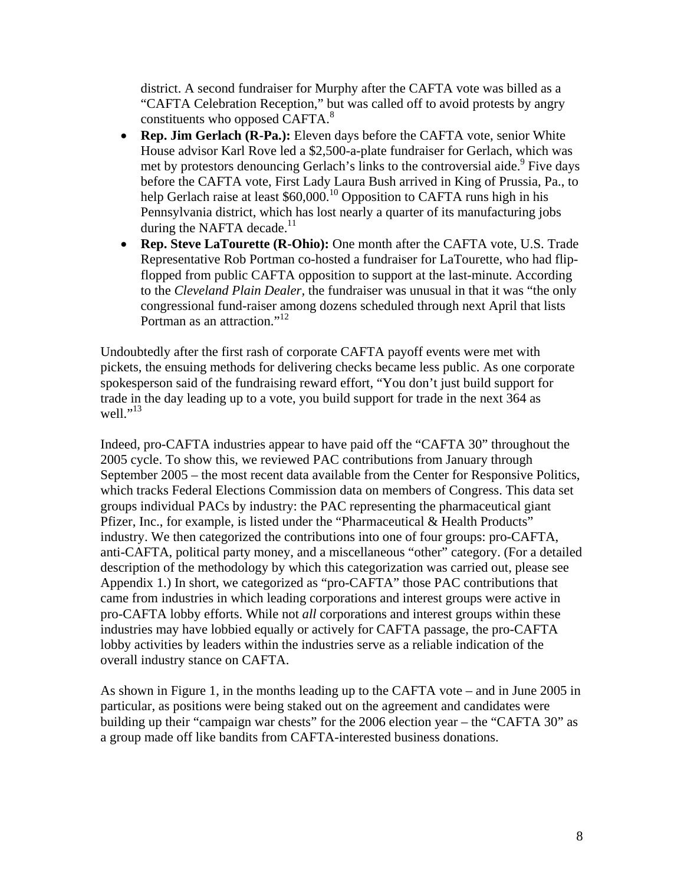district. A second fundraiser for Murphy after the CAFTA vote was billed as a "CAFTA Celebration Reception," but was called off to avoid protests by angry constituents who opposed CAFTA.[8]

- **Rep. Jim Gerlach (R-Pa.):** Eleven days before the CAFTA vote, senior White House advisor Karl Rove led a $2,500-a-plate fundraiser for Gerlach, which was met by protestors denouncing Gerlach's links to the controversial aide.[9] Five days before the CAFTA vote, First Lady Laura Bush arrived in King of Prussia, Pa., to help Gerlach raise at least $60,000.[10] Opposition to CAFTA runs high in his Pennsylvania district, which has lost nearly a quarter of its manufacturing jobs during the NAFTA decade.[11]
- **Rep. Steve LaTourette (R-Ohio):** One month after the CAFTA vote, U.S. Trade Representative Rob Portman co-hosted a fundraiser for LaTourette, who had flip-flopped from public CAFTA opposition to support at the last-minute. According to the *Cleveland Plain Dealer*, the fundraiser was unusual in that it was "the only congressional fund-raiser among dozens scheduled through next April that lists Portman as an attraction."[12]

Undoubtedly after the first rash of corporate CAFTA payoff events were met with pickets, the ensuing methods for delivering checks became less public. As one corporate spokesperson said of the fundraising reward effort, "You don't just build support for trade in the day leading up to a vote, you build support for trade in the next 364 as well."[13]

Indeed, pro-CAFTA industries appear to have paid off the "CAFTA 30" throughout the 2005 cycle. To show this, we reviewed PAC contributions from January through September 2005 – the most recent data available from the Center for Responsive Politics, which tracks Federal Elections Commission data on members of Congress. This data set groups individual PACs by industry: the PAC representing the pharmaceutical giant Pfizer, Inc., for example, is listed under the "Pharmaceutical & Health Products" industry. We then categorized the contributions into one of four groups: pro-CAFTA, anti-CAFTA, political party money, and a miscellaneous "other" category. (For a detailed description of the methodology by which this categorization was carried out, please see Appendix 1.) In short, we categorized as "pro-CAFTA" those PAC contributions that came from industries in which leading corporations and interest groups were active in pro-CAFTA lobby efforts. While not *all* corporations and interest groups within these industries may have lobbied equally or actively for CAFTA passage, the pro-CAFTA lobby activities by leaders within the industries serve as a reliable indication of the overall industry stance on CAFTA.

As shown in Figure 1, in the months leading up to the CAFTA vote – and in June 2005 in particular, as positions were being staked out on the agreement and candidates were building up their "campaign war chests" for the 2006 election year – the "CAFTA 30" as a group made off like bandits from CAFTA-interested business donations.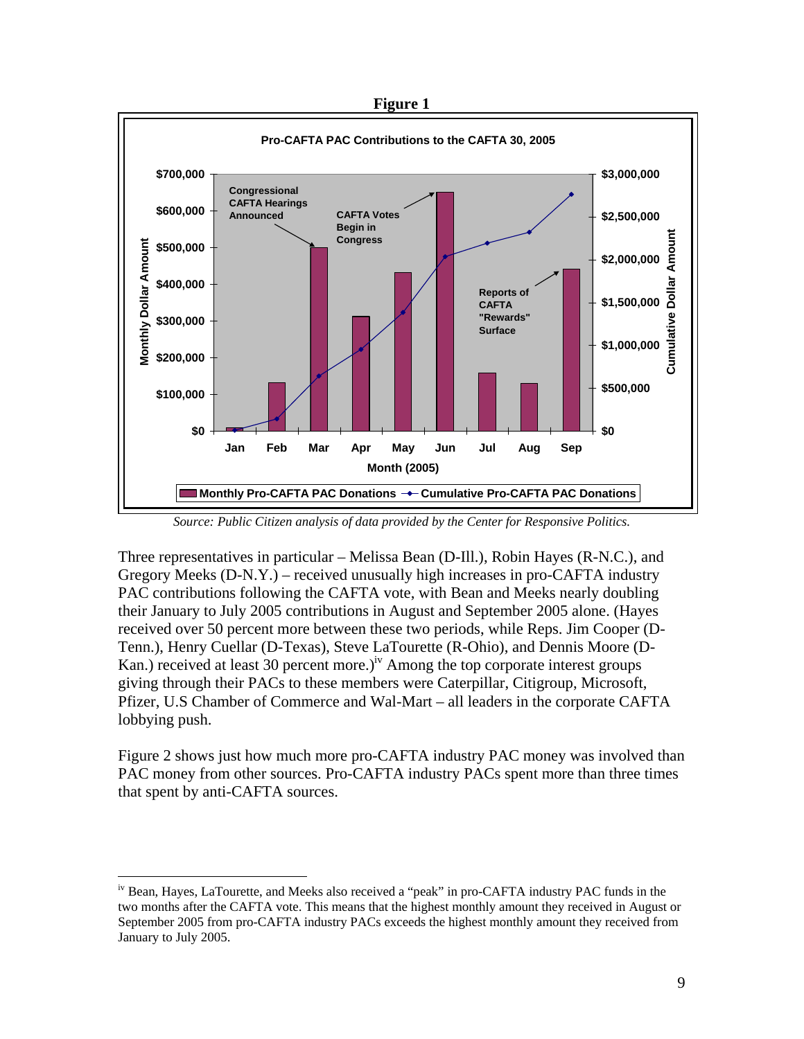**Figure 1**

Pro-CAFTA PAC Contributions to the CAFTA 30, 2005

*Source: Public Citizen analysis of data provided by the Center for Responsive Politics.*

Three representatives in particular – Melissa Bean (D-Ill.), Robin Hayes (R-N.C.), and Gregory Meeks (D-N.Y.) – received unusually high increases in pro-CAFTA industry PAC contributions following the CAFTA vote, with Bean and Meeks nearly doubling their January to July 2005 contributions in August and September 2005 alone. (Hayes received over 50 percent more between these two periods, while Reps. Jim Cooper (D-Tenn.), Henry Cuellar (D-Texas), Steve LaTourette (R-Ohio), and Dennis Moore (D-Kan.) received at least 30 percent more.)[iv] Among the top corporate interest groups giving through their PACs to these members were Caterpillar, Citigroup, Microsoft, Pfizer, U.S Chamber of Commerce and Wal-Mart – all leaders in the corporate CAFTA lobbying push.

Figure 2 shows just how much more pro-CAFTA industry PAC money was involved than PAC money from other sources. Pro-CAFTA industry PACs spent more than three times that spent by anti-CAFTA sources.

---

[iv] Bean, Hayes, LaTourette, and Meeks also received a "peak" in pro-CAFTA industry PAC funds in the two months after the CAFTA vote. This means that the highest monthly amount they received in August or September 2005 from pro-CAFTA industry PACs exceeds the highest monthly amount they received from January to July 2005.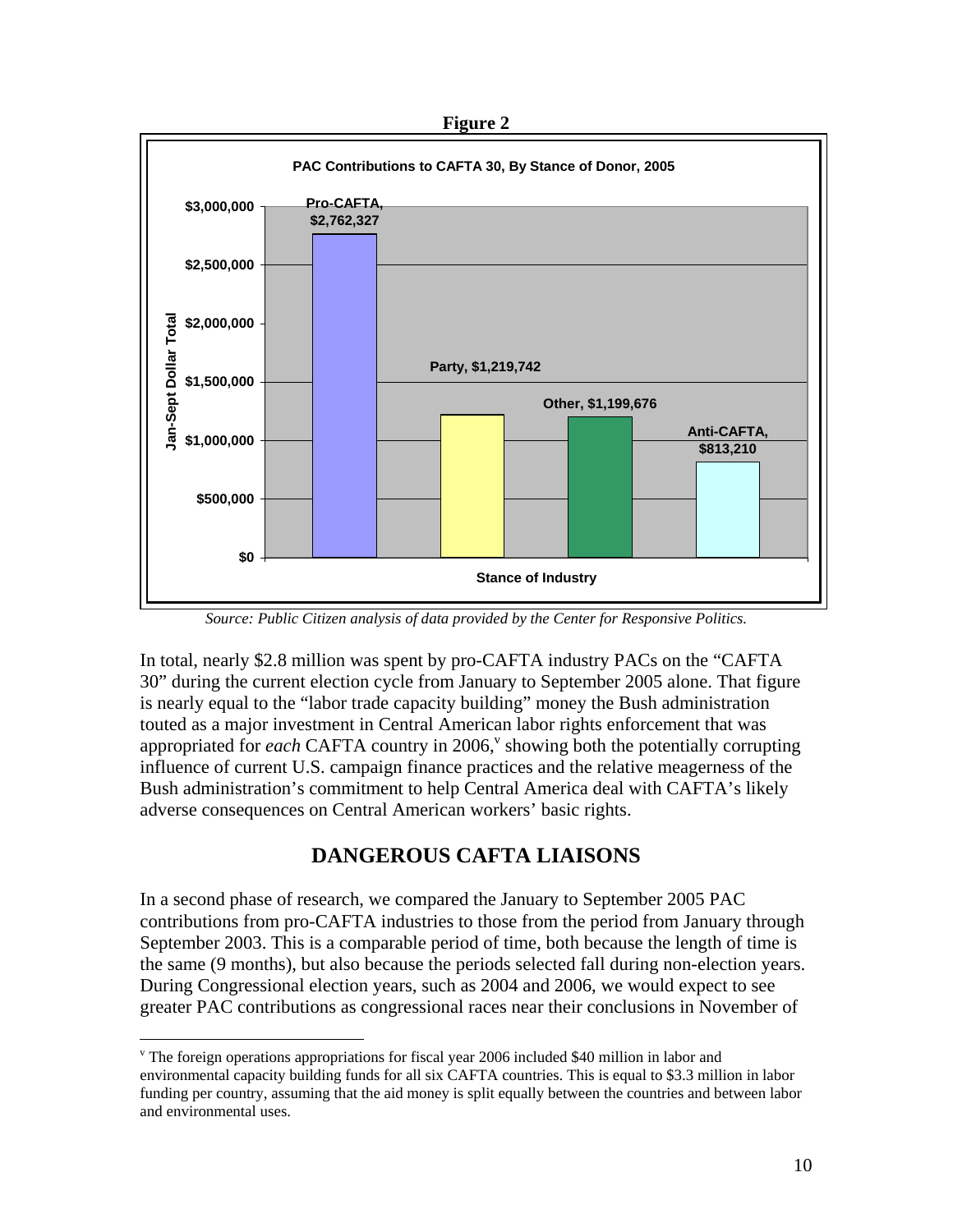**Figure 2**

**PAC Contributions to CAFTA 30, By Stance of Donor, 2005**

| Stance of Industry | Jan-Sept Dollar Total |
| --- | --- |
| Pro-CAFTA | $2,762,327 |
| Party | $1,219,742 |
| Other | $1,199,676 |
| Anti-CAFTA | $813,210 |

*Source: Public Citizen analysis of data provided by the Center for Responsive Politics.*

In total, nearly $2.8 million was spent by pro-CAFTA industry PACs on the "CAFTA 30" during the current election cycle from January to September 2005 alone. That figure is nearly equal to the "labor trade capacity building" money the Bush administration touted as a major investment in Central American labor rights enforcement that was appropriated for *each* CAFTA country in 2006,[v] showing both the potentially corrupting influence of current U.S. campaign finance practices and the relative meagerness of the Bush administration's commitment to help Central America deal with CAFTA's likely adverse consequences on Central American workers' basic rights.

## DANGEROUS CAFTA LIAISONS

In a second phase of research, we compared the January to September 2005 PAC contributions from pro-CAFTA industries to those from the period from January through September 2003. This is a comparable period of time, both because the length of time is the same (9 months), but also because the periods selected fall during non-election years. During Congressional election years, such as 2004 and 2006, we would expect to see greater PAC contributions as congressional races near their conclusions in November of

---

[v] The foreign operations appropriations for fiscal year 2006 included $40 million in labor and environmental capacity building funds for all six CAFTA countries. This is equal to $3.3 million in labor funding per country, assuming that the aid money is split equally between the countries and between labor and environmental uses.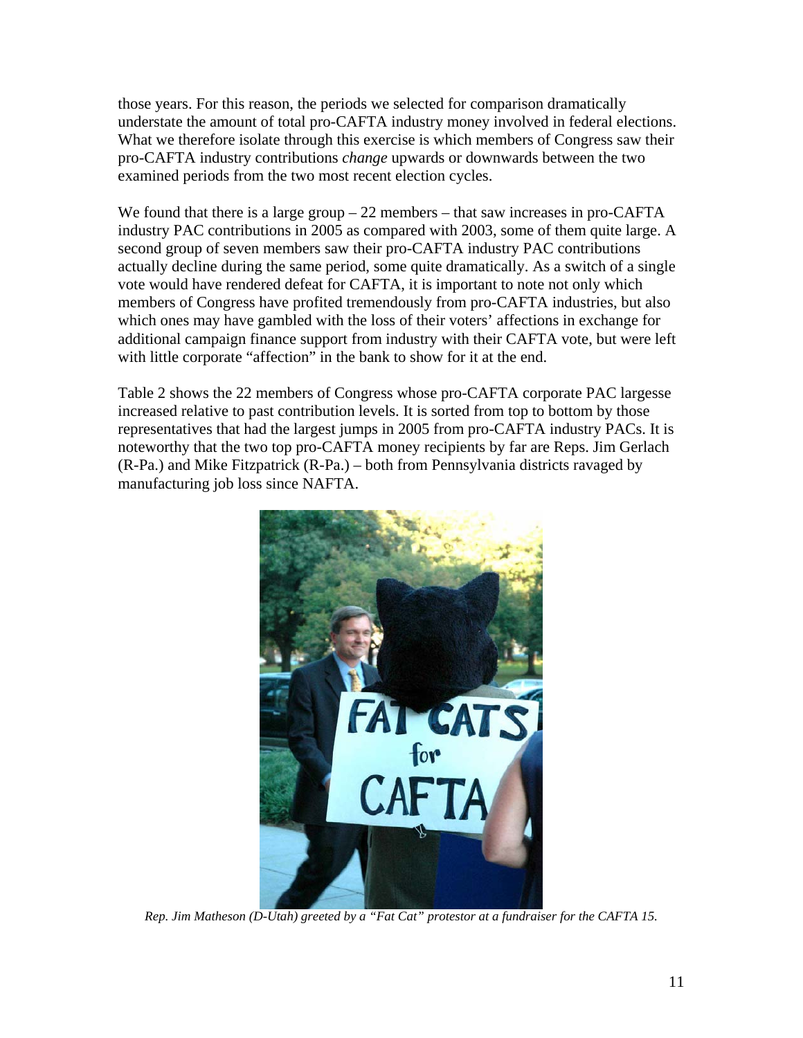those years. For this reason, the periods we selected for comparison dramatically understate the amount of total pro-CAFTA industry money involved in federal elections. What we therefore isolate through this exercise is which members of Congress saw their pro-CAFTA industry contributions *change* upwards or downwards between the two examined periods from the two most recent election cycles.

We found that there is a large group – 22 members – that saw increases in pro-CAFTA industry PAC contributions in 2005 as compared with 2003, some of them quite large. A second group of seven members saw their pro-CAFTA industry PAC contributions actually decline during the same period, some quite dramatically. As a switch of a single vote would have rendered defeat for CAFTA, it is important to note not only which members of Congress have profited tremendously from pro-CAFTA industries, but also which ones may have gambled with the loss of their voters' affections in exchange for additional campaign finance support from industry with their CAFTA vote, but were left with little corporate "affection" in the bank to show for it at the end.

Table 2 shows the 22 members of Congress whose pro-CAFTA corporate PAC largesse increased relative to past contribution levels. It is sorted from top to bottom by those representatives that had the largest jumps in 2005 from pro-CAFTA industry PACs. It is noteworthy that the two top pro-CAFTA money recipients by far are Reps. Jim Gerlach (R-Pa.) and Mike Fitzpatrick (R-Pa.) – both from Pennsylvania districts ravaged by manufacturing job loss since NAFTA.

*Rep. Jim Matheson (D-Utah) greeted by a "Fat Cat" protestor at a fundraiser for the CAFTA 15.*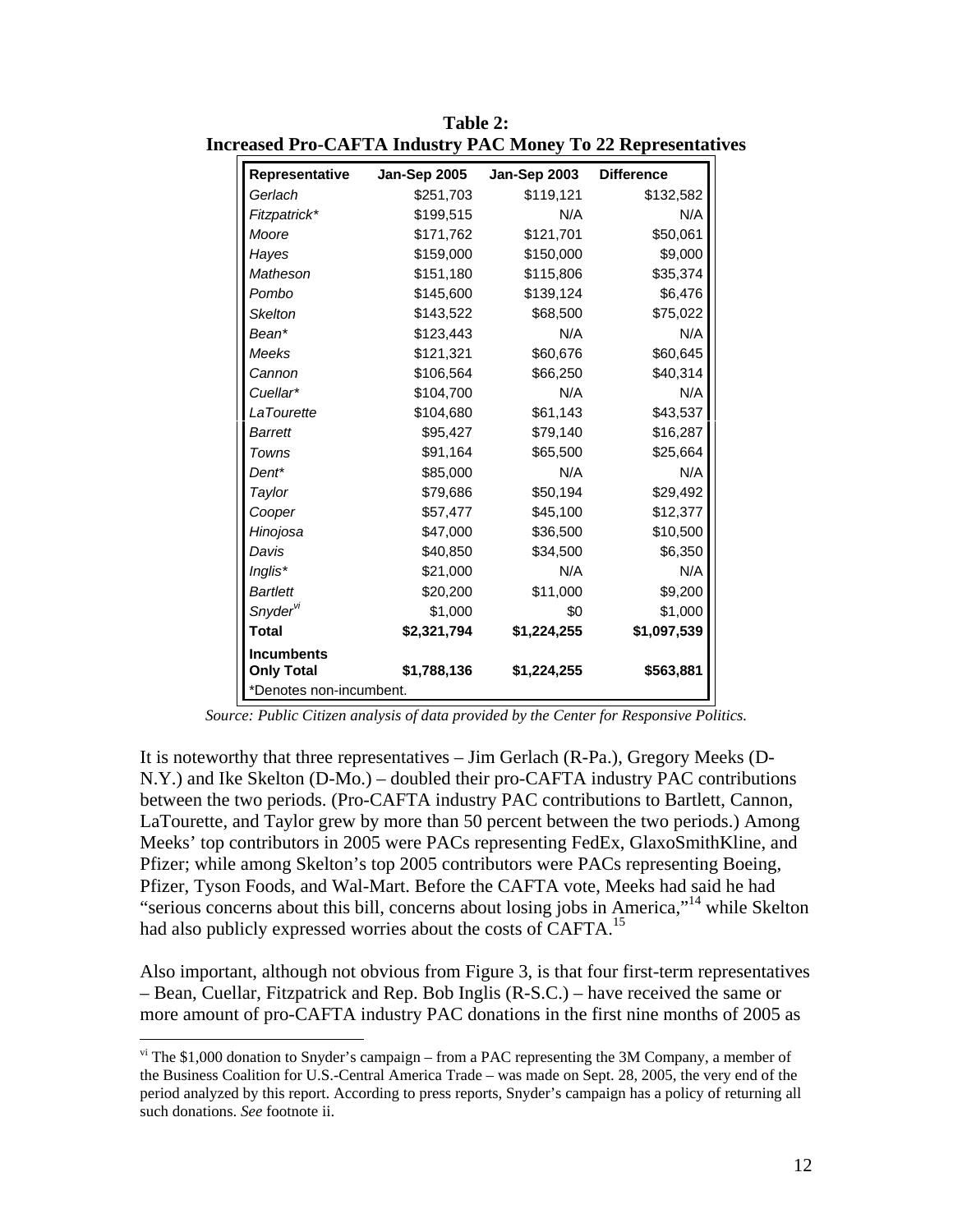**Table 2:**
**Increased Pro-CAFTA Industry PAC Money To 22 Representatives**

| Representative | Jan-Sep 2005 | Jan-Sep 2003 | Difference |
|---|---|---|---|
| *Gerlach* | $251,703 | $119,121 | $132,582 |
| *Fitzpatrick\** | $199,515 | N/A | N/A |
| *Moore* | $171,762 | $121,701 | $50,061 |
| *Hayes* | $159,000 | $150,000 | $9,000 |
| *Matheson* | $151,180 | $115,806 | $35,374 |
| *Pombo* | $145,600 | $139,124 | $6,476 |
| *Skelton* | $143,522 | $68,500 | $75,022 |
| *Bean\** | $123,443 | N/A | N/A |
| *Meeks* | $121,321 | $60,676 | $60,645 |
| *Cannon* | $106,564 | $66,250 | $40,314 |
| *Cuellar\** | $104,700 | N/A | N/A |
| *LaTourette* | $104,680 | $61,143 | $43,537 |
| *Barrett* | $95,427 | $79,140 | $16,287 |
| *Towns* | $91,164 | $65,500 | $25,664 |
| *Dent\** | $85,000 | N/A | N/A |
| *Taylor* | $79,686 | $50,194 | $29,492 |
| *Cooper* | $57,477 | $45,100 | $12,377 |
| *Hinojosa* | $47,000 | $36,500 | $10,500 |
| *Davis* | $40,850 | $34,500 | $6,350 |
| *Inglis\** | $21,000 | N/A | N/A |
| *Bartlett* | $20,200 | $11,000 | $9,200 |
| *Snyder*[vi] | $1,000 | $0 | $1,000 |
| **Total** | **$2,321,794** | **$1,224,255** | **$1,097,539** |
| **Incumbents Only Total** | **$1,788,136** | **$1,224,255** | **$563,881** |

\*Denotes non-incumbent.

*Source: Public Citizen analysis of data provided by the Center for Responsive Politics.*

It is noteworthy that three representatives – Jim Gerlach (R-Pa.), Gregory Meeks (D-N.Y.) and Ike Skelton (D-Mo.) – doubled their pro-CAFTA industry PAC contributions between the two periods. (Pro-CAFTA industry PAC contributions to Bartlett, Cannon, LaTourette, and Taylor grew by more than 50 percent between the two periods.) Among Meeks' top contributors in 2005 were PACs representing FedEx, GlaxoSmithKline, and Pfizer; while among Skelton's top 2005 contributors were PACs representing Boeing, Pfizer, Tyson Foods, and Wal-Mart. Before the CAFTA vote, Meeks had said he had "serious concerns about this bill, concerns about losing jobs in America,"[14] while Skelton had also publicly expressed worries about the costs of CAFTA.[15]

Also important, although not obvious from Figure 3, is that four first-term representatives – Bean, Cuellar, Fitzpatrick and Rep. Bob Inglis (R-S.C.) – have received the same or more amount of pro-CAFTA industry PAC donations in the first nine months of 2005 as

---

[vi] The $1,000 donation to Snyder's campaign – from a PAC representing the 3M Company, a member of the Business Coalition for U.S.-Central America Trade – was made on Sept. 28, 2005, the very end of the period analyzed by this report. According to press reports, Snyder's campaign has a policy of returning all such donations. *See* footnote ii.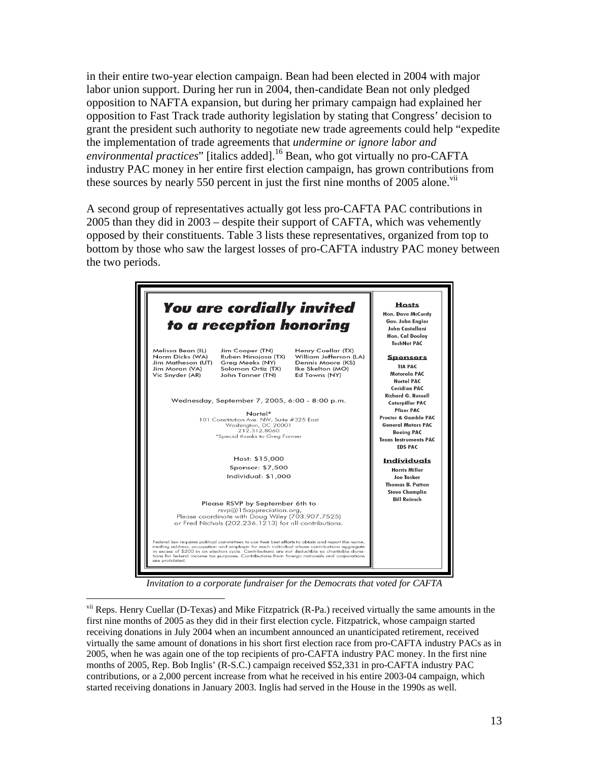in their entire two-year election campaign. Bean had been elected in 2004 with major labor union support. During her run in 2004, then-candidate Bean not only pledged opposition to NAFTA expansion, but during her primary campaign had explained her opposition to Fast Track trade authority legislation by stating that Congress' decision to grant the president such authority to negotiate new trade agreements could help "expedite the implementation of trade agreements that *undermine or ignore labor and environmental practices*" [italics added].[16] Bean, who got virtually no pro-CAFTA industry PAC money in her entire first election campaign, has grown contributions from these sources by nearly 550 percent in just the first nine months of 2005 alone.[vii]

A second group of representatives actually got less pro-CAFTA PAC contributions in 2005 than they did in 2003 – despite their support of CAFTA, which was vehemently opposed by their constituents. Table 3 lists these representatives, organized from top to bottom by those who saw the largest losses of pro-CAFTA industry PAC money between the two periods.

**You are cordially invited to a reception honoring**

Melissa Bean (IL), Norm Dicks (WA), Jim Matheson (UT), Jim Moran (VA), Vic Snyder (AR), Jim Cooper (TN), Ruben Hinojosa (TX), Greg Meeks (NY), Solomon Ortiz (TX), John Tanner (TN), Henry Cuellar (TX), William Jefferson (LA), Dennis Moore (KS), Ike Skelton (MO), Ed Towns (NY)

Wednesday, September 7, 2005, 6:00 - 8:00 p.m.

Nortel*
101 Constitution Ave. NW, Suite #325 East
Washington, DC 20001
212.312.8060
*Special thanks to Greg Farmer

Host: $15,000
Sponsor: $7,500
Individual: $1,000

Please RSVP by September 6th to
rsvp@15appreciation.org,
Please coordinate with Doug Wiley (703.907.7525)
or Fred Nichols (202.236.1213) for all contributions.

Federal law requires political committees to use their best efforts to obtain and report the name, mailing address, occupation and employer for each individual whose contributions aggregate in excess of $200 in an election cycle. Contributions are not deductible as charitable donations for federal income tax purposes. Contributions from foreign nationals and corporations are prohibited.

**Hosts**
Hon. Dave McCurdy
Gov. John Engler
John Castellani
Hon. Cal Dooley
TechNet PAC

**Sponsors**
TIA PAC
Motorola PAC
Nortel PAC
Ceridian PAC
Richard G. Russell
Caterpillar PAC
Pfizer PAC
Procter & Gamble PAC
General Motors PAC
Boeing PAC
Texas Instruments PAC
EDS PAC

**Individuals**
Harris Miller
Joe Tasker
Thomas B. Patton
Steve Champlin
Bill Reinsch

*Invitation to a corporate fundraiser for the Democrats that voted for CAFTA*

---

[vii] Reps. Henry Cuellar (D-Texas) and Mike Fitzpatrick (R-Pa.) received virtually the same amounts in the first nine months of 2005 as they did in their first election cycle. Fitzpatrick, whose campaign started receiving donations in July 2004 when an incumbent announced an unanticipated retirement, received virtually the same amount of donations in his short first election race from pro-CAFTA industry PACs as in 2005, when he was again one of the top recipients of pro-CAFTA industry PAC money. In the first nine months of 2005, Rep. Bob Inglis' (R-S.C.) campaign received $52,331 in pro-CAFTA industry PAC contributions, or a 2,000 percent increase from what he received in his entire 2003-04 campaign, which started receiving donations in January 2003. Inglis had served in the House in the 1990s as well.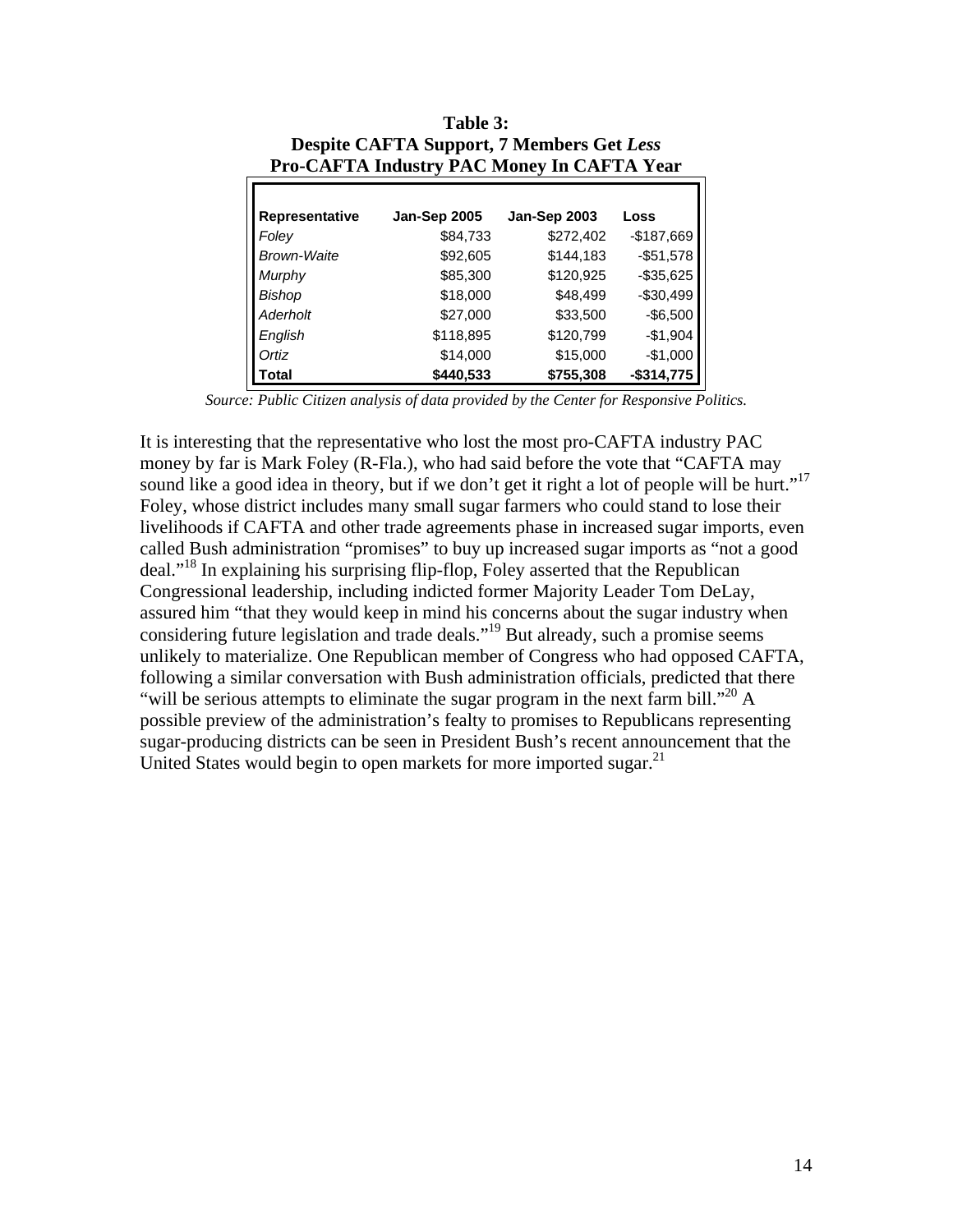**Table 3:**
**Despite CAFTA Support, 7 Members Get *Less* Pro-CAFTA Industry PAC Money In CAFTA Year**

| Representative | Jan-Sep 2005 | Jan-Sep 2003 | Loss |
|---|---|---|---|
| *Foley* | $84,733 | $272,402 | -$187,669 |
| *Brown-Waite* | $92,605 | $144,183 | -$51,578 |
| *Murphy* | $85,300 | $120,925 | -$35,625 |
| *Bishop* | $18,000 | $48,499 | -$30,499 |
| *Aderholt* | $27,000 | $33,500 | -$6,500 |
| *English* | $118,895 | $120,799 | -$1,904 |
| *Ortiz* | $14,000 | $15,000 | -$1,000 |
| **Total** | **$440,533** | **$755,308** | **-$314,775** |

*Source: Public Citizen analysis of data provided by the Center for Responsive Politics.*

It is interesting that the representative who lost the most pro-CAFTA industry PAC money by far is Mark Foley (R-Fla.), who had said before the vote that "CAFTA may sound like a good idea in theory, but if we don't get it right a lot of people will be hurt."[17] Foley, whose district includes many small sugar farmers who could stand to lose their livelihoods if CAFTA and other trade agreements phase in increased sugar imports, even called Bush administration "promises" to buy up increased sugar imports as "not a good deal."[18] In explaining his surprising flip-flop, Foley asserted that the Republican Congressional leadership, including indicted former Majority Leader Tom DeLay, assured him "that they would keep in mind his concerns about the sugar industry when considering future legislation and trade deals."[19] But already, such a promise seems unlikely to materialize. One Republican member of Congress who had opposed CAFTA, following a similar conversation with Bush administration officials, predicted that there "will be serious attempts to eliminate the sugar program in the next farm bill."[20] A possible preview of the administration's fealty to promises to Republicans representing sugar-producing districts can be seen in President Bush's recent announcement that the United States would begin to open markets for more imported sugar.[21]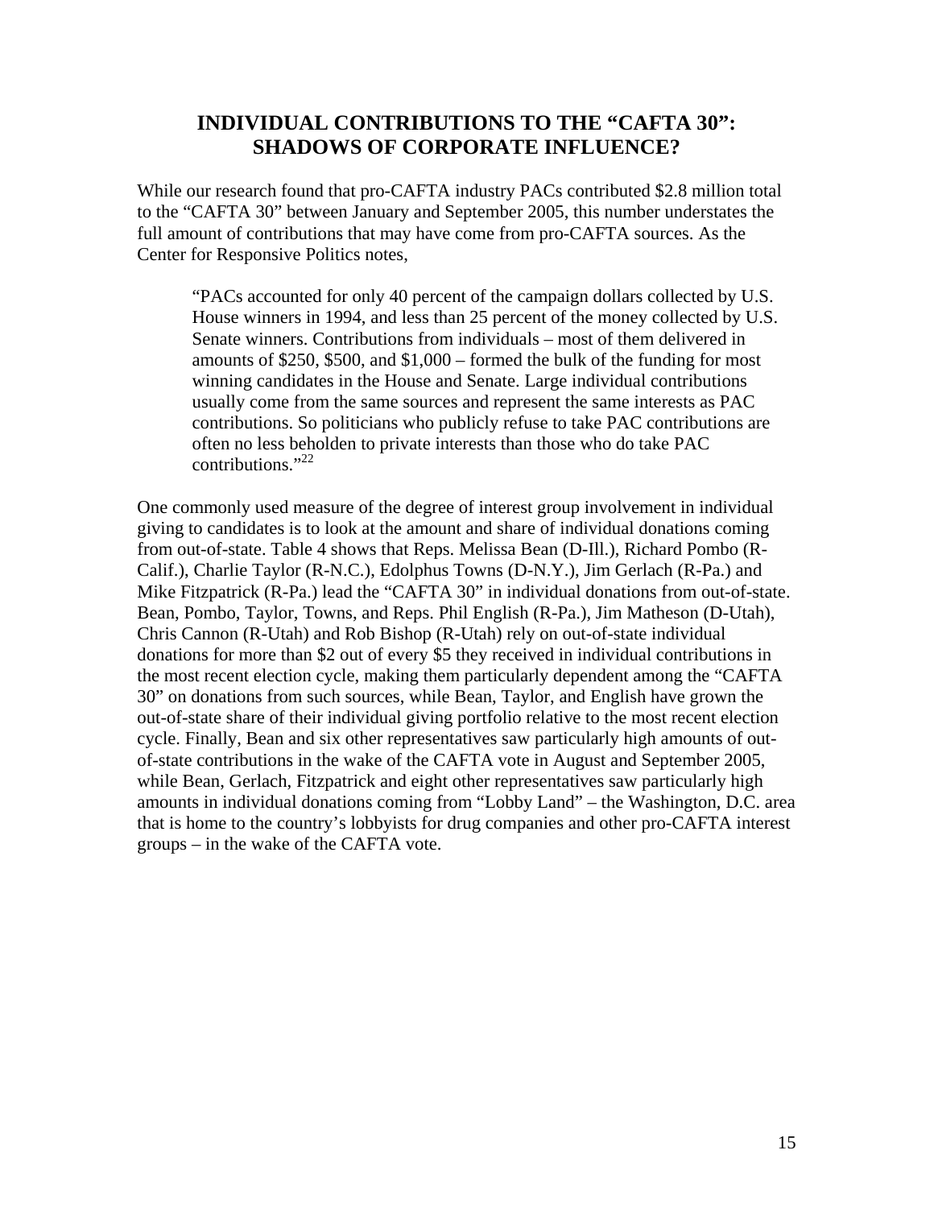## INDIVIDUAL CONTRIBUTIONS TO THE "CAFTA 30": SHADOWS OF CORPORATE INFLUENCE?

While our research found that pro-CAFTA industry PACs contributed $2.8 million total to the "CAFTA 30" between January and September 2005, this number understates the full amount of contributions that may have come from pro-CAFTA sources. As the Center for Responsive Politics notes,

> "PACs accounted for only 40 percent of the campaign dollars collected by U.S. House winners in 1994, and less than 25 percent of the money collected by U.S. Senate winners. Contributions from individuals – most of them delivered in amounts of $250, $500, and $1,000 – formed the bulk of the funding for most winning candidates in the House and Senate. Large individual contributions usually come from the same sources and represent the same interests as PAC contributions. So politicians who publicly refuse to take PAC contributions are often no less beholden to private interests than those who do take PAC contributions."[22]

One commonly used measure of the degree of interest group involvement in individual giving to candidates is to look at the amount and share of individual donations coming from out-of-state. Table 4 shows that Reps. Melissa Bean (D-Ill.), Richard Pombo (R-Calif.), Charlie Taylor (R-N.C.), Edolphus Towns (D-N.Y.), Jim Gerlach (R-Pa.) and Mike Fitzpatrick (R-Pa.) lead the "CAFTA 30" in individual donations from out-of-state. Bean, Pombo, Taylor, Towns, and Reps. Phil English (R-Pa.), Jim Matheson (D-Utah), Chris Cannon (R-Utah) and Rob Bishop (R-Utah) rely on out-of-state individual donations for more than $2 out of every $5 they received in individual contributions in the most recent election cycle, making them particularly dependent among the "CAFTA 30" on donations from such sources, while Bean, Taylor, and English have grown the out-of-state share of their individual giving portfolio relative to the most recent election cycle. Finally, Bean and six other representatives saw particularly high amounts of out-of-state contributions in the wake of the CAFTA vote in August and September 2005, while Bean, Gerlach, Fitzpatrick and eight other representatives saw particularly high amounts in individual donations coming from "Lobby Land" – the Washington, D.C. area that is home to the country's lobbyists for drug companies and other pro-CAFTA interest groups – in the wake of the CAFTA vote.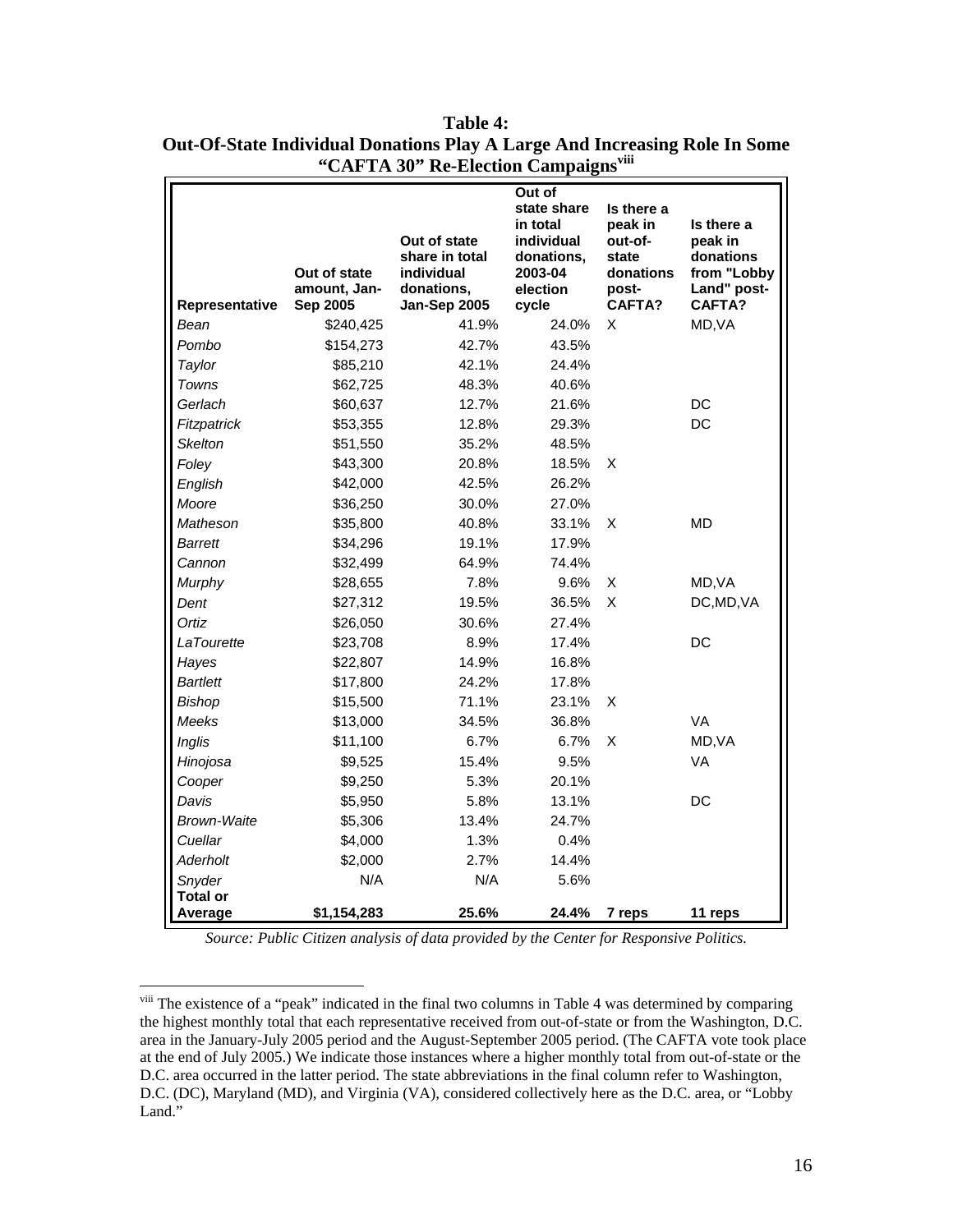**Table 4:**
**Out-Of-State Individual Donations Play A Large And Increasing Role In Some "CAFTA 30" Re-Election Campaigns**[viii]

| Representative | Out of state amount, Jan-Sep 2005 | Out of state share in total individual donations, Jan-Sep 2005 | Out of state share in total individual donations, 2003-04 election cycle | Is there a peak in out-of-state donations post-CAFTA? | Is there a peak in donations from "Lobby Land" post-CAFTA? |
|---|---|---|---|---|---|
| *Bean* | $240,425 | 41.9% | 24.0% | X | MD,VA |
| *Pombo* | $154,273 | 42.7% | 43.5% | | |
| *Taylor* | $85,210 | 42.1% | 24.4% | | |
| *Towns* | $62,725 | 48.3% | 40.6% | | |
| *Gerlach* | $60,637 | 12.7% | 21.6% | | DC |
| *Fitzpatrick* | $53,355 | 12.8% | 29.3% | | DC |
| *Skelton* | $51,550 | 35.2% | 48.5% | | |
| *Foley* | $43,300 | 20.8% | 18.5% | X | |
| *English* | $42,000 | 42.5% | 26.2% | | |
| *Moore* | $36,250 | 30.0% | 27.0% | | |
| *Matheson* | $35,800 | 40.8% | 33.1% | X | MD |
| *Barrett* | $34,296 | 19.1% | 17.9% | | |
| *Cannon* | $32,499 | 64.9% | 74.4% | | |
| *Murphy* | $28,655 | 7.8% | 9.6% | X | MD,VA |
| *Dent* | $27,312 | 19.5% | 36.5% | X | DC,MD,VA |
| *Ortiz* | $26,050 | 30.6% | 27.4% | | |
| *LaTourette* | $23,708 | 8.9% | 17.4% | | DC |
| *Hayes* | $22,807 | 14.9% | 16.8% | | |
| *Bartlett* | $17,800 | 24.2% | 17.8% | | |
| *Bishop* | $15,500 | 71.1% | 23.1% | X | |
| *Meeks* | $13,000 | 34.5% | 36.8% | | VA |
| *Inglis* | $11,100 | 6.7% | 6.7% | X | MD,VA |
| *Hinojosa* | $9,525 | 15.4% | 9.5% | | VA |
| *Cooper* | $9,250 | 5.3% | 20.1% | | |
| *Davis* | $5,950 | 5.8% | 13.1% | | DC |
| *Brown-Waite* | $5,306 | 13.4% | 24.7% | | |
| *Cuellar* | $4,000 | 1.3% | 0.4% | | |
| *Aderholt* | $2,000 | 2.7% | 14.4% | | |
| *Snyder* | N/A | N/A | 5.6% | | |
| **Total or Average** | **$1,154,283** | **25.6%** | **24.4%** | **7 reps** | **11 reps** |

*Source: Public Citizen analysis of data provided by the Center for Responsive Politics.*

---

[viii] The existence of a "peak" indicated in the final two columns in Table 4 was determined by comparing the highest monthly total that each representative received from out-of-state or from the Washington, D.C. area in the January-July 2005 period and the August-September 2005 period. (The CAFTA vote took place at the end of July 2005.) We indicate those instances where a higher monthly total from out-of-state or the D.C. area occurred in the latter period. The state abbreviations in the final column refer to Washington, D.C. (DC), Maryland (MD), and Virginia (VA), considered collectively here as the D.C. area, or "Lobby Land."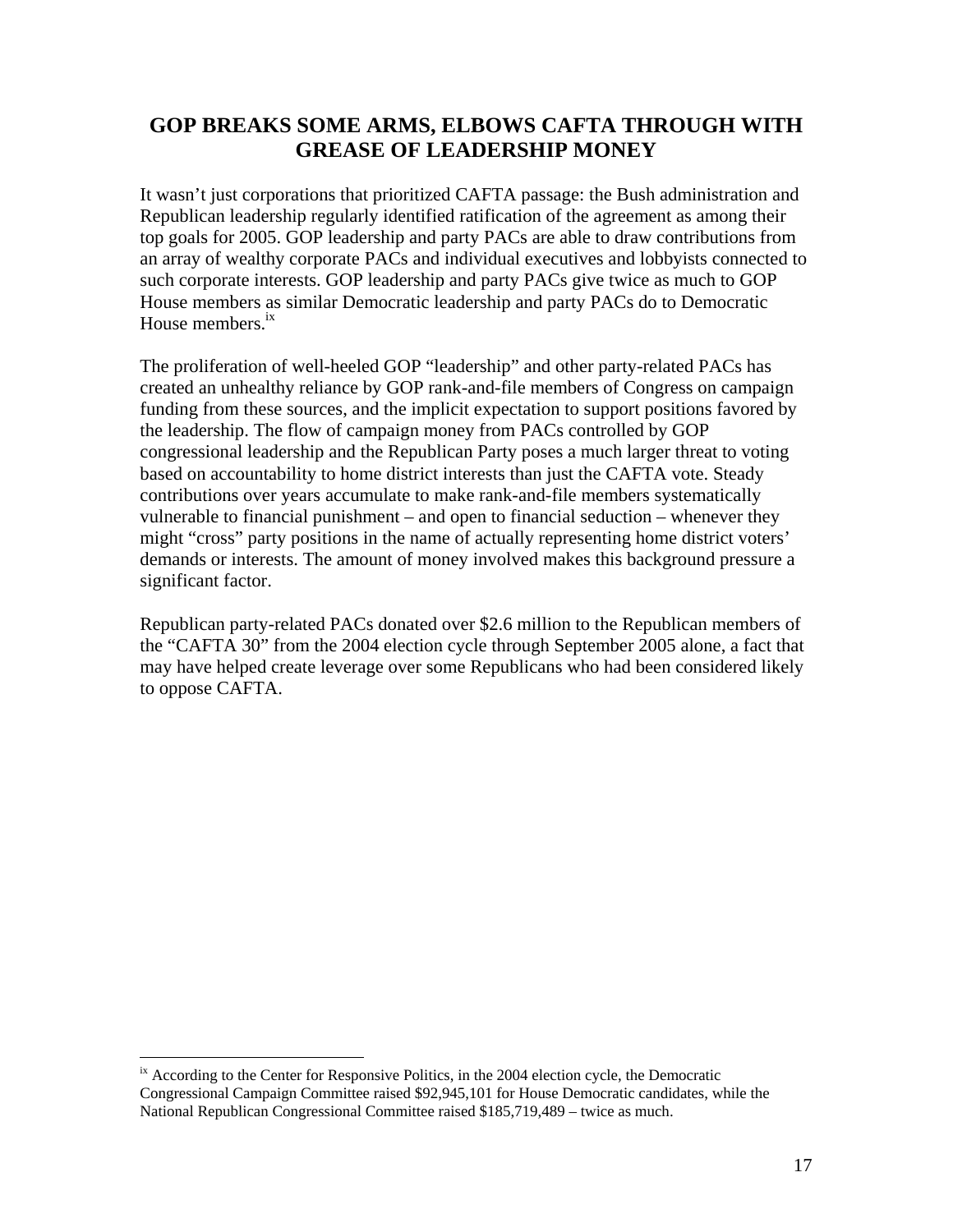## GOP BREAKS SOME ARMS, ELBOWS CAFTA THROUGH WITH GREASE OF LEADERSHIP MONEY

It wasn't just corporations that prioritized CAFTA passage: the Bush administration and Republican leadership regularly identified ratification of the agreement as among their top goals for 2005. GOP leadership and party PACs are able to draw contributions from an array of wealthy corporate PACs and individual executives and lobbyists connected to such corporate interests. GOP leadership and party PACs give twice as much to GOP House members as similar Democratic leadership and party PACs do to Democratic House members.[ix]

The proliferation of well-heeled GOP "leadership" and other party-related PACs has created an unhealthy reliance by GOP rank-and-file members of Congress on campaign funding from these sources, and the implicit expectation to support positions favored by the leadership. The flow of campaign money from PACs controlled by GOP congressional leadership and the Republican Party poses a much larger threat to voting based on accountability to home district interests than just the CAFTA vote. Steady contributions over years accumulate to make rank-and-file members systematically vulnerable to financial punishment – and open to financial seduction – whenever they might "cross" party positions in the name of actually representing home district voters' demands or interests. The amount of money involved makes this background pressure a significant factor.

Republican party-related PACs donated over $2.6 million to the Republican members of the "CAFTA 30" from the 2004 election cycle through September 2005 alone, a fact that may have helped create leverage over some Republicans who had been considered likely to oppose CAFTA.

---

[ix] According to the Center for Responsive Politics, in the 2004 election cycle, the Democratic Congressional Campaign Committee raised $92,945,101 for House Democratic candidates, while the National Republican Congressional Committee raised $185,719,489 – twice as much.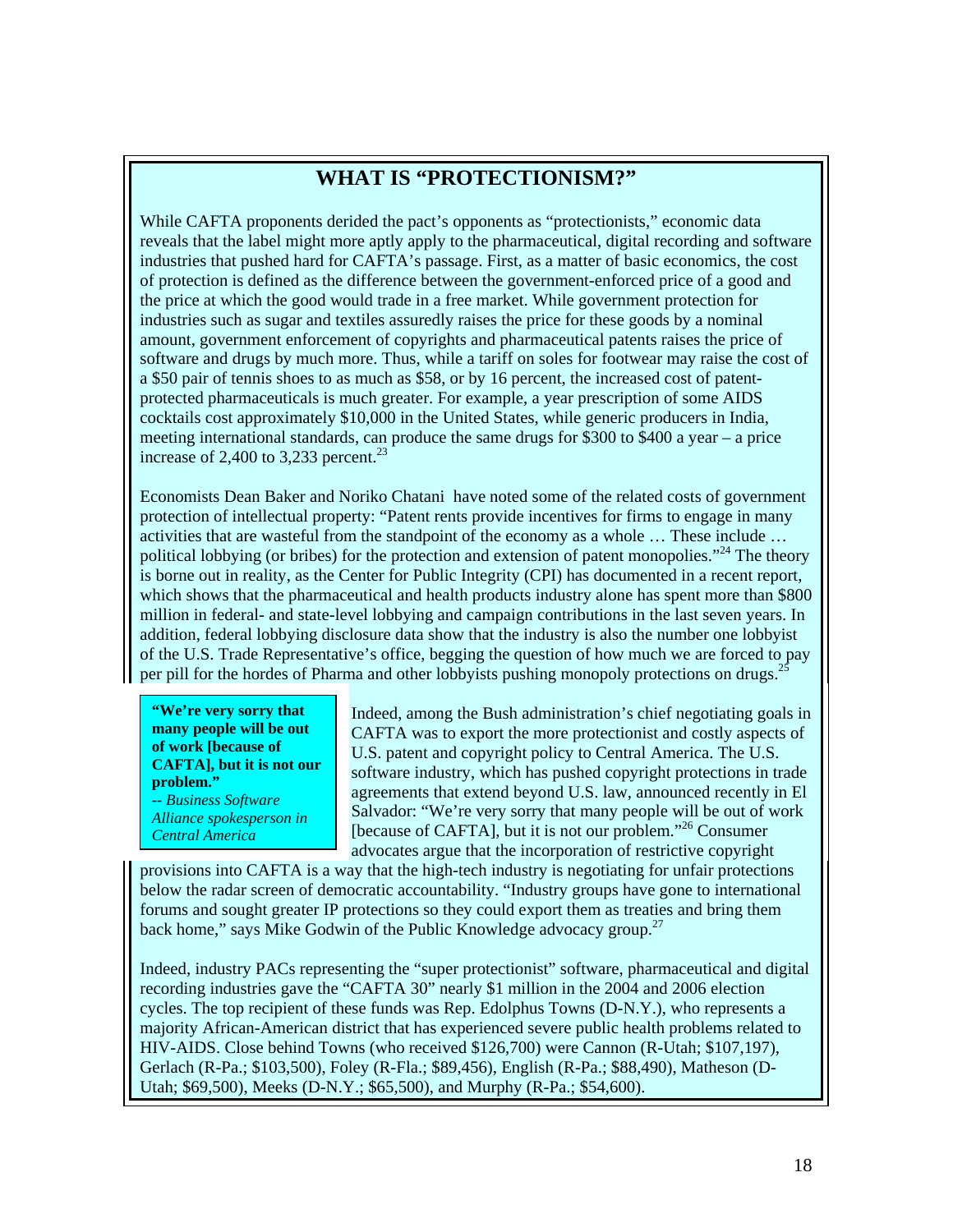## WHAT IS "PROTECTIONISM?"

While CAFTA proponents derided the pact's opponents as "protectionists," economic data reveals that the label might more aptly apply to the pharmaceutical, digital recording and software industries that pushed hard for CAFTA's passage. First, as a matter of basic economics, the cost of protection is defined as the difference between the government-enforced price of a good and the price at which the good would trade in a free market. While government protection for industries such as sugar and textiles assuredly raises the price for these goods by a nominal amount, government enforcement of copyrights and pharmaceutical patents raises the price of software and drugs by much more. Thus, while a tariff on soles for footwear may raise the cost of a $50 pair of tennis shoes to as much as $58, or by 16 percent, the increased cost of patent-protected pharmaceuticals is much greater. For example, a year prescription of some AIDS cocktails cost approximately $10,000 in the United States, while generic producers in India, meeting international standards, can produce the same drugs for $300 to $400 a year – a price increase of 2,400 to 3,233 percent.[23]

Economists Dean Baker and Noriko Chatani have noted some of the related costs of government protection of intellectual property: "Patent rents provide incentives for firms to engage in many activities that are wasteful from the standpoint of the economy as a whole … These include … political lobbying (or bribes) for the protection and extension of patent monopolies."[24] The theory is borne out in reality, as the Center for Public Integrity (CPI) has documented in a recent report, which shows that the pharmaceutical and health products industry alone has spent more than $800 million in federal- and state-level lobbying and campaign contributions in the last seven years. In addition, federal lobbying disclosure data show that the industry is also the number one lobbyist of the U.S. Trade Representative's office, begging the question of how much we are forced to pay per pill for the hordes of Pharma and other lobbyists pushing monopoly protections on drugs.[25]

> **"We're very sorry that many people will be out of work [because of CAFTA], but it is not our problem."**
> *-- Business Software Alliance spokesperson in Central America*

Indeed, among the Bush administration's chief negotiating goals in CAFTA was to export the more protectionist and costly aspects of U.S. patent and copyright policy to Central America. The U.S. software industry, which has pushed copyright protections in trade agreements that extend beyond U.S. law, announced recently in El Salvador: "We're very sorry that many people will be out of work [because of CAFTA], but it is not our problem."[26] Consumer advocates argue that the incorporation of restrictive copyright provisions into CAFTA is a way that the high-tech industry is negotiating for unfair protections below the radar screen of democratic accountability. "Industry groups have gone to international forums and sought greater IP protections so they could export them as treaties and bring them back home," says Mike Godwin of the Public Knowledge advocacy group.[27]

Indeed, industry PACs representing the "super protectionist" software, pharmaceutical and digital recording industries gave the "CAFTA 30" nearly $1 million in the 2004 and 2006 election cycles. The top recipient of these funds was Rep. Edolphus Towns (D-N.Y.), who represents a majority African-American district that has experienced severe public health problems related to HIV-AIDS. Close behind Towns (who received $126,700) were Cannon (R-Utah; $107,197), Gerlach (R-Pa.; $103,500), Foley (R-Fla.; $89,456), English (R-Pa.; $88,490), Matheson (D-Utah; $69,500), Meeks (D-N.Y.; $65,500), and Murphy (R-Pa.; $54,600).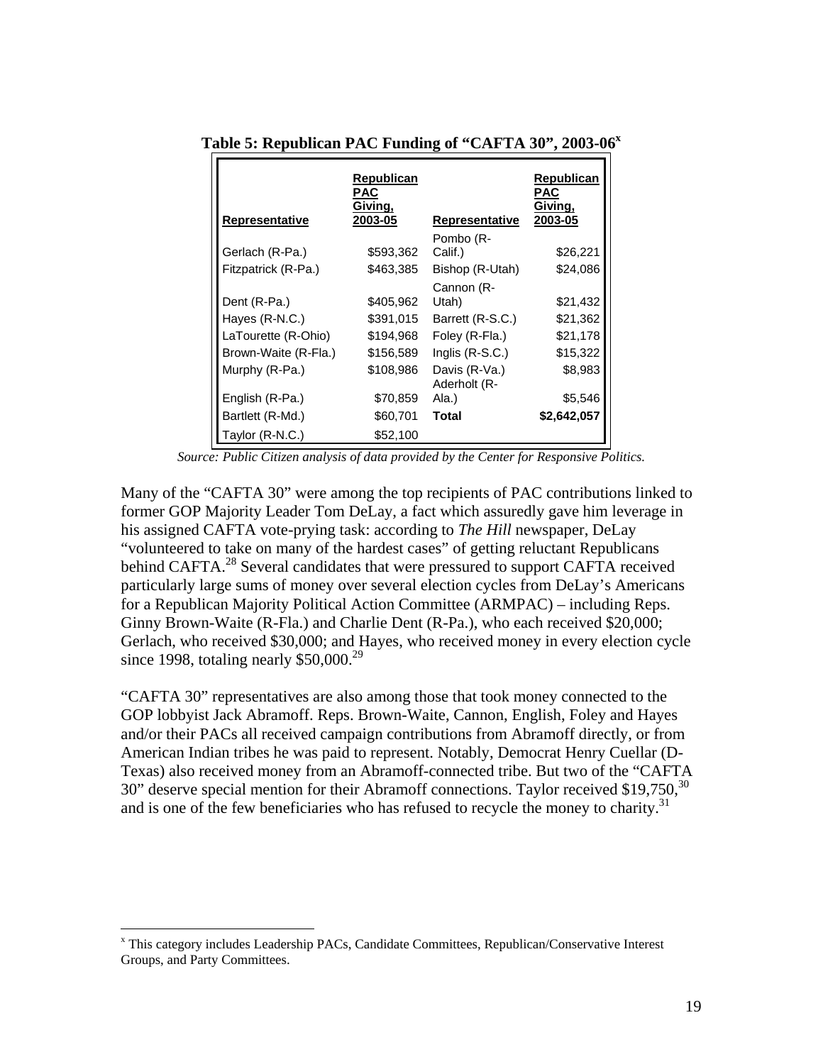**Table 5: Republican PAC Funding of "CAFTA 30", 2003-06[x]**

| Representative | Republican PAC Giving, 2003-05 | Representative | Republican PAC Giving, 2003-05 |
|---|---|---|---|
| Gerlach (R-Pa.) | $593,362 | Pombo (R-Calif.) | $26,221 |
| Fitzpatrick (R-Pa.) | $463,385 | Bishop (R-Utah) | $24,086 |
| Dent (R-Pa.) | $405,962 | Cannon (R-Utah) | $21,432 |
| Hayes (R-N.C.) | $391,015 | Barrett (R-S.C.) | $21,362 |
| LaTourette (R-Ohio) | $194,968 | Foley (R-Fla.) | $21,178 |
| Brown-Waite (R-Fla.) | $156,589 | Inglis (R-S.C.) | $15,322 |
| Murphy (R-Pa.) | $108,986 | Davis (R-Va.) | $8,983 |
| English (R-Pa.) | $70,859 | Aderholt (R-Ala.) | $5,546 |
| Bartlett (R-Md.) | $60,701 | **Total** | **$2,642,057** |
| Taylor (R-N.C.) | $52,100 | | |

*Source: Public Citizen analysis of data provided by the Center for Responsive Politics.*

Many of the "CAFTA 30" were among the top recipients of PAC contributions linked to former GOP Majority Leader Tom DeLay, a fact which assuredly gave him leverage in his assigned CAFTA vote-prying task: according to *The Hill* newspaper, DeLay "volunteered to take on many of the hardest cases" of getting reluctant Republicans behind CAFTA.[28] Several candidates that were pressured to support CAFTA received particularly large sums of money over several election cycles from DeLay's Americans for a Republican Majority Political Action Committee (ARMPAC) – including Reps. Ginny Brown-Waite (R-Fla.) and Charlie Dent (R-Pa.), who each received $20,000; Gerlach, who received $30,000; and Hayes, who received money in every election cycle since 1998, totaling nearly $50,000.[29]

"CAFTA 30" representatives are also among those that took money connected to the GOP lobbyist Jack Abramoff. Reps. Brown-Waite, Cannon, English, Foley and Hayes and/or their PACs all received campaign contributions from Abramoff directly, or from American Indian tribes he was paid to represent. Notably, Democrat Henry Cuellar (D-Texas) also received money from an Abramoff-connected tribe. But two of the "CAFTA 30" deserve special mention for their Abramoff connections. Taylor received $19,750,[30] and is one of the few beneficiaries who has refused to recycle the money to charity.[31]

[x] This category includes Leadership PACs, Candidate Committees, Republican/Conservative Interest Groups, and Party Committees.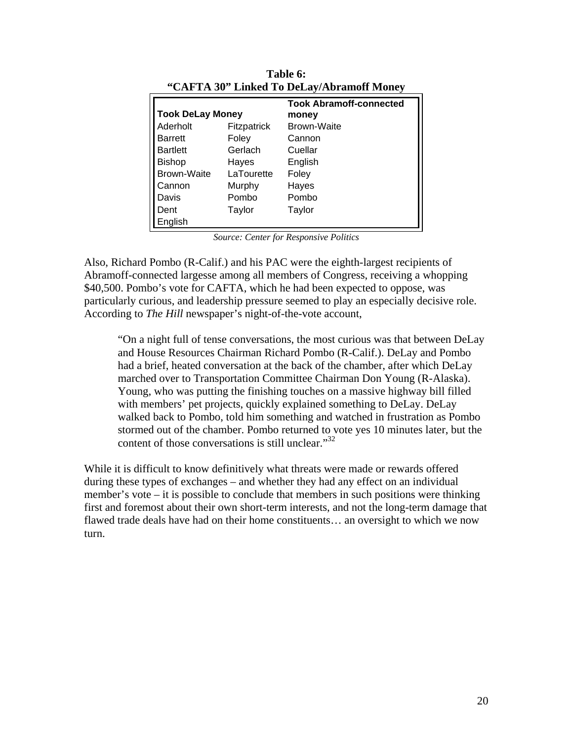**Table 6:**
**"CAFTA 30" Linked To DeLay/Abramoff Money**

| Took DeLay Money | | Took Abramoff-connected money |
|---|---|---|
| Aderholt | Fitzpatrick | Brown-Waite |
| Barrett | Foley | Cannon |
| Bartlett | Gerlach | Cuellar |
| Bishop | Hayes | English |
| Brown-Waite | LaTourette | Foley |
| Cannon | Murphy | Hayes |
| Davis | Pombo | Pombo |
| Dent | Taylor | Taylor |
| English | | |

*Source: Center for Responsive Politics*

Also, Richard Pombo (R-Calif.) and his PAC were the eighth-largest recipients of Abramoff-connected largesse among all members of Congress, receiving a whopping $40,500. Pombo's vote for CAFTA, which he had been expected to oppose, was particularly curious, and leadership pressure seemed to play an especially decisive role. According to *The Hill* newspaper's night-of-the-vote account,

> "On a night full of tense conversations, the most curious was that between DeLay and House Resources Chairman Richard Pombo (R-Calif.). DeLay and Pombo had a brief, heated conversation at the back of the chamber, after which DeLay marched over to Transportation Committee Chairman Don Young (R-Alaska). Young, who was putting the finishing touches on a massive highway bill filled with members' pet projects, quickly explained something to DeLay. DeLay walked back to Pombo, told him something and watched in frustration as Pombo stormed out of the chamber. Pombo returned to vote yes 10 minutes later, but the content of those conversations is still unclear."[32]

While it is difficult to know definitively what threats were made or rewards offered during these types of exchanges – and whether they had any effect on an individual member's vote – it is possible to conclude that members in such positions were thinking first and foremost about their own short-term interests, and not the long-term damage that flawed trade deals have had on their home constituents… an oversight to which we now turn.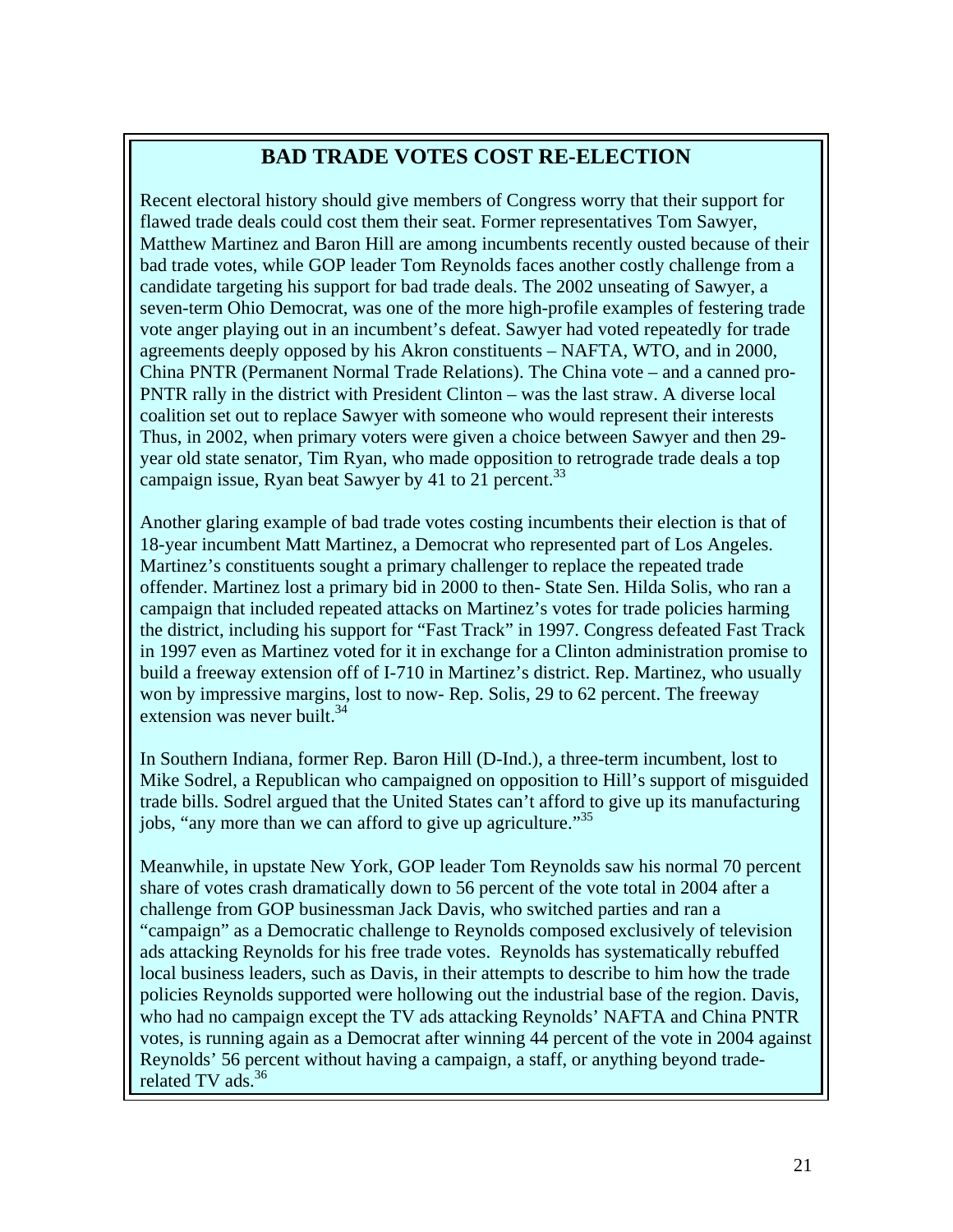## BAD TRADE VOTES COST RE-ELECTION

Recent electoral history should give members of Congress worry that their support for flawed trade deals could cost them their seat. Former representatives Tom Sawyer, Matthew Martinez and Baron Hill are among incumbents recently ousted because of their bad trade votes, while GOP leader Tom Reynolds faces another costly challenge from a candidate targeting his support for bad trade deals. The 2002 unseating of Sawyer, a seven-term Ohio Democrat, was one of the more high-profile examples of festering trade vote anger playing out in an incumbent's defeat. Sawyer had voted repeatedly for trade agreements deeply opposed by his Akron constituents – NAFTA, WTO, and in 2000, China PNTR (Permanent Normal Trade Relations). The China vote – and a canned pro-PNTR rally in the district with President Clinton – was the last straw. A diverse local coalition set out to replace Sawyer with someone who would represent their interests Thus, in 2002, when primary voters were given a choice between Sawyer and then 29-year old state senator, Tim Ryan, who made opposition to retrograde trade deals a top campaign issue, Ryan beat Sawyer by 41 to 21 percent.[33]

Another glaring example of bad trade votes costing incumbents their election is that of 18-year incumbent Matt Martinez, a Democrat who represented part of Los Angeles. Martinez's constituents sought a primary challenger to replace the repeated trade offender. Martinez lost a primary bid in 2000 to then- State Sen. Hilda Solis, who ran a campaign that included repeated attacks on Martinez's votes for trade policies harming the district, including his support for "Fast Track" in 1997. Congress defeated Fast Track in 1997 even as Martinez voted for it in exchange for a Clinton administration promise to build a freeway extension off of I-710 in Martinez's district. Rep. Martinez, who usually won by impressive margins, lost to now- Rep. Solis, 29 to 62 percent. The freeway extension was never built.[34]

In Southern Indiana, former Rep. Baron Hill (D-Ind.), a three-term incumbent, lost to Mike Sodrel, a Republican who campaigned on opposition to Hill's support of misguided trade bills. Sodrel argued that the United States can't afford to give up its manufacturing jobs, "any more than we can afford to give up agriculture."[35]

Meanwhile, in upstate New York, GOP leader Tom Reynolds saw his normal 70 percent share of votes crash dramatically down to 56 percent of the vote total in 2004 after a challenge from GOP businessman Jack Davis, who switched parties and ran a "campaign" as a Democratic challenge to Reynolds composed exclusively of television ads attacking Reynolds for his free trade votes. Reynolds has systematically rebuffed local business leaders, such as Davis, in their attempts to describe to him how the trade policies Reynolds supported were hollowing out the industrial base of the region. Davis, who had no campaign except the TV ads attacking Reynolds' NAFTA and China PNTR votes, is running again as a Democrat after winning 44 percent of the vote in 2004 against Reynolds' 56 percent without having a campaign, a staff, or anything beyond trade-related TV ads.[36]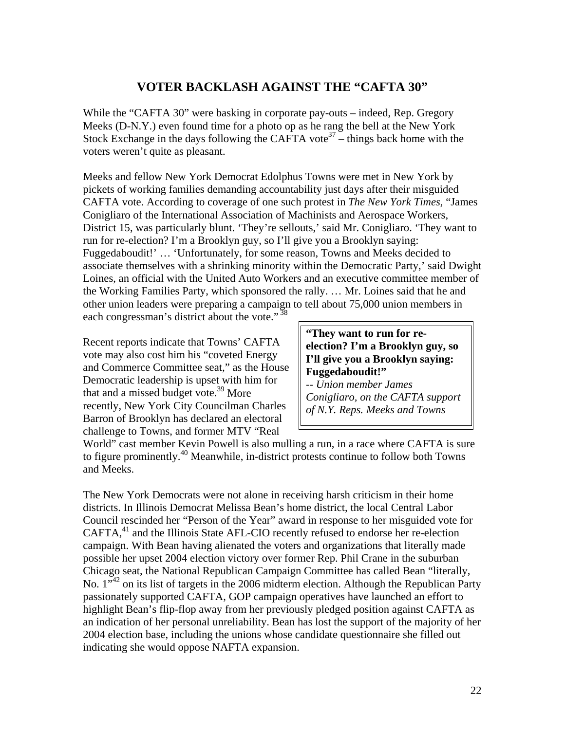## VOTER BACKLASH AGAINST THE "CAFTA 30"

While the "CAFTA 30" were basking in corporate pay-outs – indeed, Rep. Gregory Meeks (D-N.Y.) even found time for a photo op as he rang the bell at the New York Stock Exchange in the days following the CAFTA vote[37] – things back home with the voters weren't quite as pleasant.

Meeks and fellow New York Democrat Edolphus Towns were met in New York by pickets of working families demanding accountability just days after their misguided CAFTA vote. According to coverage of one such protest in *The New York Times*, "James Conigliaro of the International Association of Machinists and Aerospace Workers, District 15, was particularly blunt. 'They're sellouts,' said Mr. Conigliaro. 'They want to run for re-election? I'm a Brooklyn guy, so I'll give you a Brooklyn saying: Fuggedaboudit!' … 'Unfortunately, for some reason, Towns and Meeks decided to associate themselves with a shrinking minority within the Democratic Party,' said Dwight Loines, an official with the United Auto Workers and an executive committee member of the Working Families Party, which sponsored the rally. … Mr. Loines said that he and other union leaders were preparing a campaign to tell about 75,000 union members in each congressman's district about the vote."[38]

> **"They want to run for re-election? I'm a Brooklyn guy, so I'll give you a Brooklyn saying: Fuggedaboudit!"**
> *-- Union member James Conigliaro, on the CAFTA support of N.Y. Reps. Meeks and Towns*

Recent reports indicate that Towns' CAFTA vote may also cost him his "coveted Energy and Commerce Committee seat," as the House Democratic leadership is upset with him for that and a missed budget vote.[39] More recently, New York City Councilman Charles Barron of Brooklyn has declared an electoral challenge to Towns, and former MTV "Real World" cast member Kevin Powell is also mulling a run, in a race where CAFTA is sure to figure prominently.[40] Meanwhile, in-district protests continue to follow both Towns and Meeks.

The New York Democrats were not alone in receiving harsh criticism in their home districts. In Illinois Democrat Melissa Bean's home district, the local Central Labor Council rescinded her "Person of the Year" award in response to her misguided vote for CAFTA,[41] and the Illinois State AFL-CIO recently refused to endorse her re-election campaign. With Bean having alienated the voters and organizations that literally made possible her upset 2004 election victory over former Rep. Phil Crane in the suburban Chicago seat, the National Republican Campaign Committee has called Bean "literally, No. 1"[42] on its list of targets in the 2006 midterm election. Although the Republican Party passionately supported CAFTA, GOP campaign operatives have launched an effort to highlight Bean's flip-flop away from her previously pledged position against CAFTA as an indication of her personal unreliability. Bean has lost the support of the majority of her 2004 election base, including the unions whose candidate questionnaire she filled out indicating she would oppose NAFTA expansion.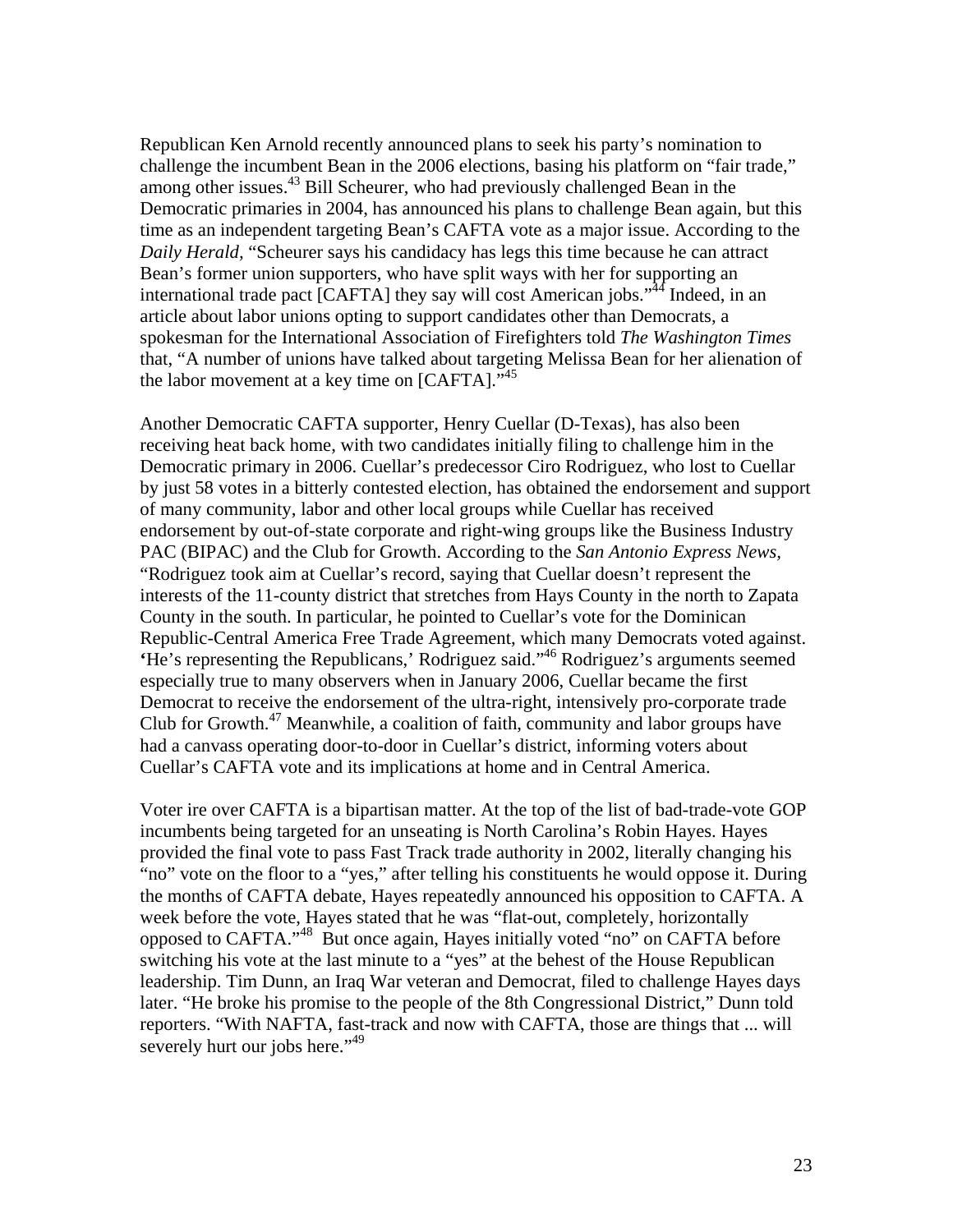Republican Ken Arnold recently announced plans to seek his party's nomination to challenge the incumbent Bean in the 2006 elections, basing his platform on "fair trade," among other issues.[43] Bill Scheurer, who had previously challenged Bean in the Democratic primaries in 2004, has announced his plans to challenge Bean again, but this time as an independent targeting Bean's CAFTA vote as a major issue. According to the *Daily Herald*, "Scheurer says his candidacy has legs this time because he can attract Bean's former union supporters, who have split ways with her for supporting an international trade pact [CAFTA] they say will cost American jobs."[44] Indeed, in an article about labor unions opting to support candidates other than Democrats, a spokesman for the International Association of Firefighters told *The Washington Times* that, "A number of unions have talked about targeting Melissa Bean for her alienation of the labor movement at a key time on [CAFTA]."[45]

Another Democratic CAFTA supporter, Henry Cuellar (D-Texas), has also been receiving heat back home, with two candidates initially filing to challenge him in the Democratic primary in 2006. Cuellar's predecessor Ciro Rodriguez, who lost to Cuellar by just 58 votes in a bitterly contested election, has obtained the endorsement and support of many community, labor and other local groups while Cuellar has received endorsement by out-of-state corporate and right-wing groups like the Business Industry PAC (BIPAC) and the Club for Growth. According to the *San Antonio Express News*, "Rodriguez took aim at Cuellar's record, saying that Cuellar doesn't represent the interests of the 11-county district that stretches from Hays County in the north to Zapata County in the south. In particular, he pointed to Cuellar's vote for the Dominican Republic-Central America Free Trade Agreement, which many Democrats voted against. **'**He's representing the Republicans,' Rodriguez said."[46] Rodriguez's arguments seemed especially true to many observers when in January 2006, Cuellar became the first Democrat to receive the endorsement of the ultra-right, intensively pro-corporate trade Club for Growth.[47] Meanwhile, a coalition of faith, community and labor groups have had a canvass operating door-to-door in Cuellar's district, informing voters about Cuellar's CAFTA vote and its implications at home and in Central America.

Voter ire over CAFTA is a bipartisan matter. At the top of the list of bad-trade-vote GOP incumbents being targeted for an unseating is North Carolina's Robin Hayes. Hayes provided the final vote to pass Fast Track trade authority in 2002, literally changing his "no" vote on the floor to a "yes," after telling his constituents he would oppose it. During the months of CAFTA debate, Hayes repeatedly announced his opposition to CAFTA. A week before the vote, Hayes stated that he was "flat-out, completely, horizontally opposed to CAFTA."[48] But once again, Hayes initially voted "no" on CAFTA before switching his vote at the last minute to a "yes" at the behest of the House Republican leadership. Tim Dunn, an Iraq War veteran and Democrat, filed to challenge Hayes days later. "He broke his promise to the people of the 8th Congressional District," Dunn told reporters. "With NAFTA, fast-track and now with CAFTA, those are things that ... will severely hurt our jobs here."[49]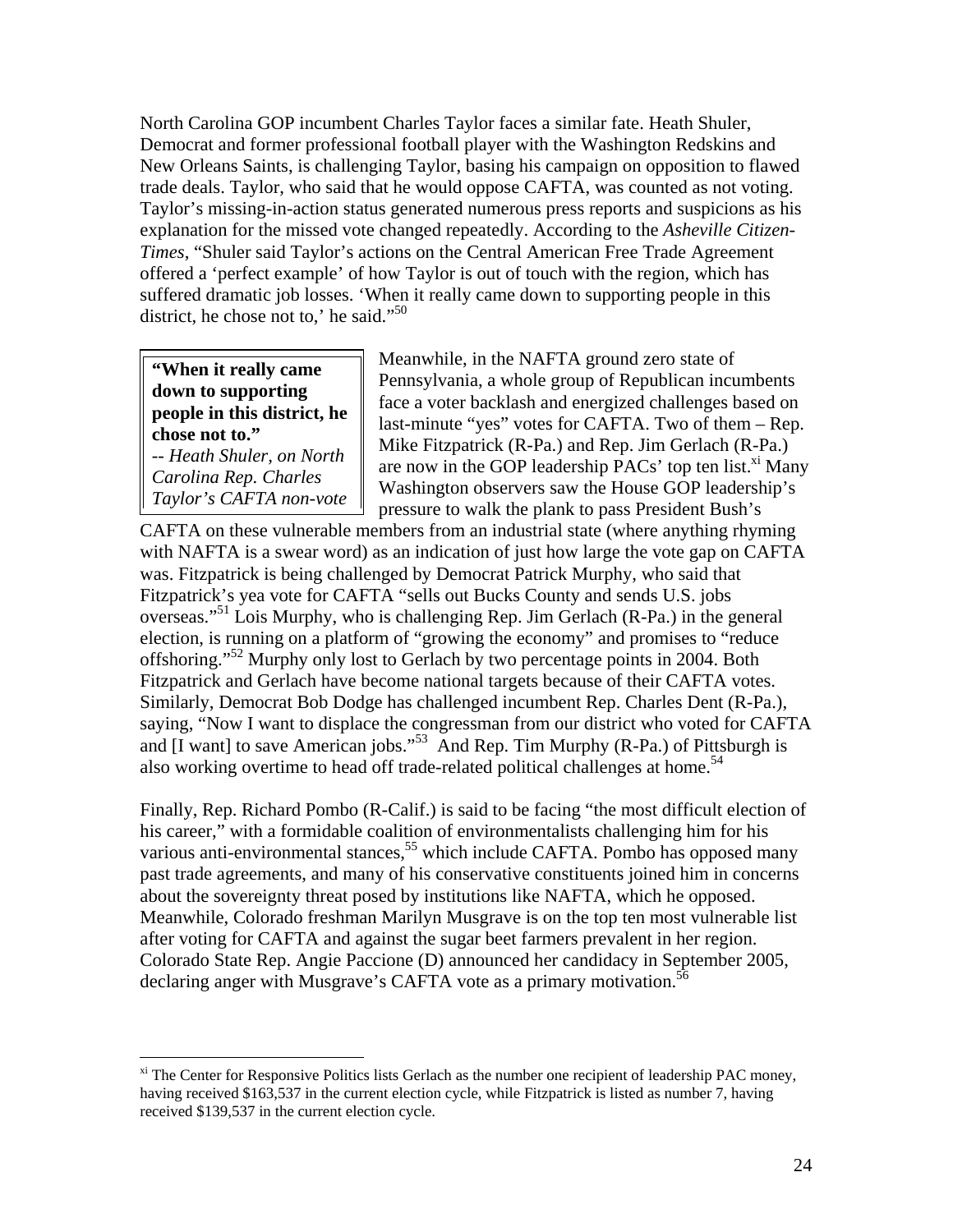North Carolina GOP incumbent Charles Taylor faces a similar fate. Heath Shuler, Democrat and former professional football player with the Washington Redskins and New Orleans Saints, is challenging Taylor, basing his campaign on opposition to flawed trade deals. Taylor, who said that he would oppose CAFTA, was counted as not voting. Taylor's missing-in-action status generated numerous press reports and suspicions as his explanation for the missed vote changed repeatedly. According to the *Asheville Citizen-Times*, "Shuler said Taylor's actions on the Central American Free Trade Agreement offered a 'perfect example' of how Taylor is out of touch with the region, which has suffered dramatic job losses. 'When it really came down to supporting people in this district, he chose not to,' he said."[50]

> **"When it really came down to supporting people in this district, he chose not to."**
> *-- Heath Shuler, on North Carolina Rep. Charles Taylor's CAFTA non-vote*

Meanwhile, in the NAFTA ground zero state of Pennsylvania, a whole group of Republican incumbents face a voter backlash and energized challenges based on last-minute "yes" votes for CAFTA. Two of them – Rep. Mike Fitzpatrick (R-Pa.) and Rep. Jim Gerlach (R-Pa.) are now in the GOP leadership PACs' top ten list.[xi] Many Washington observers saw the House GOP leadership's pressure to walk the plank to pass President Bush's CAFTA on these vulnerable members from an industrial state (where anything rhyming with NAFTA is a swear word) as an indication of just how large the vote gap on CAFTA was. Fitzpatrick is being challenged by Democrat Patrick Murphy, who said that Fitzpatrick's yea vote for CAFTA "sells out Bucks County and sends U.S. jobs overseas."[51] Lois Murphy, who is challenging Rep. Jim Gerlach (R-Pa.) in the general election, is running on a platform of "growing the economy" and promises to "reduce offshoring."[52] Murphy only lost to Gerlach by two percentage points in 2004. Both Fitzpatrick and Gerlach have become national targets because of their CAFTA votes. Similarly, Democrat Bob Dodge has challenged incumbent Rep. Charles Dent (R-Pa.), saying, "Now I want to displace the congressman from our district who voted for CAFTA and [I want] to save American jobs."[53] And Rep. Tim Murphy (R-Pa.) of Pittsburgh is also working overtime to head off trade-related political challenges at home.[54]

Finally, Rep. Richard Pombo (R-Calif.) is said to be facing "the most difficult election of his career," with a formidable coalition of environmentalists challenging him for his various anti-environmental stances,[55] which include CAFTA. Pombo has opposed many past trade agreements, and many of his conservative constituents joined him in concerns about the sovereignty threat posed by institutions like NAFTA, which he opposed. Meanwhile, Colorado freshman Marilyn Musgrave is on the top ten most vulnerable list after voting for CAFTA and against the sugar beet farmers prevalent in her region. Colorado State Rep. Angie Paccione (D) announced her candidacy in September 2005, declaring anger with Musgrave's CAFTA vote as a primary motivation.[56]

---

[xi] The Center for Responsive Politics lists Gerlach as the number one recipient of leadership PAC money, having received $163,537 in the current election cycle, while Fitzpatrick is listed as number 7, having received $139,537 in the current election cycle.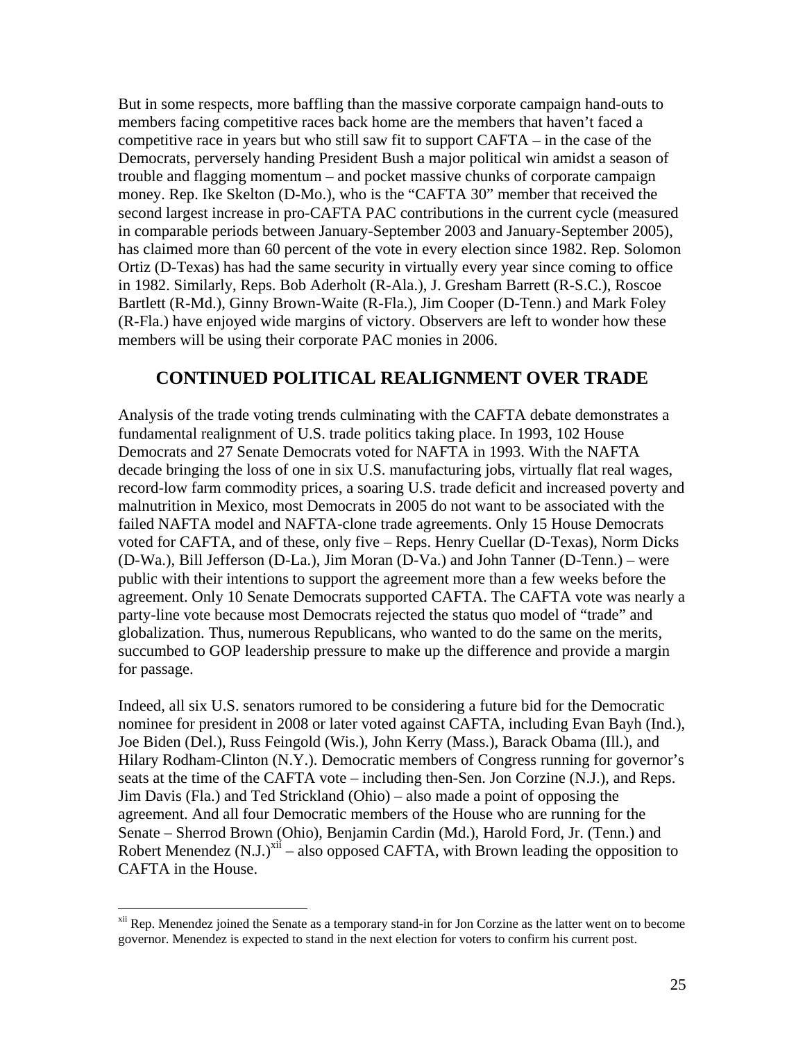But in some respects, more baffling than the massive corporate campaign hand-outs to members facing competitive races back home are the members that haven't faced a competitive race in years but who still saw fit to support CAFTA – in the case of the Democrats, perversely handing President Bush a major political win amidst a season of trouble and flagging momentum – and pocket massive chunks of corporate campaign money. Rep. Ike Skelton (D-Mo.), who is the "CAFTA 30" member that received the second largest increase in pro-CAFTA PAC contributions in the current cycle (measured in comparable periods between January-September 2003 and January-September 2005), has claimed more than 60 percent of the vote in every election since 1982. Rep. Solomon Ortiz (D-Texas) has had the same security in virtually every year since coming to office in 1982. Similarly, Reps. Bob Aderholt (R-Ala.), J. Gresham Barrett (R-S.C.), Roscoe Bartlett (R-Md.), Ginny Brown-Waite (R-Fla.), Jim Cooper (D-Tenn.) and Mark Foley (R-Fla.) have enjoyed wide margins of victory. Observers are left to wonder how these members will be using their corporate PAC monies in 2006.

## CONTINUED POLITICAL REALIGNMENT OVER TRADE

Analysis of the trade voting trends culminating with the CAFTA debate demonstrates a fundamental realignment of U.S. trade politics taking place. In 1993, 102 House Democrats and 27 Senate Democrats voted for NAFTA in 1993. With the NAFTA decade bringing the loss of one in six U.S. manufacturing jobs, virtually flat real wages, record-low farm commodity prices, a soaring U.S. trade deficit and increased poverty and malnutrition in Mexico, most Democrats in 2005 do not want to be associated with the failed NAFTA model and NAFTA-clone trade agreements. Only 15 House Democrats voted for CAFTA, and of these, only five – Reps. Henry Cuellar (D-Texas), Norm Dicks (D-Wa.), Bill Jefferson (D-La.), Jim Moran (D-Va.) and John Tanner (D-Tenn.) – were public with their intentions to support the agreement more than a few weeks before the agreement. Only 10 Senate Democrats supported CAFTA. The CAFTA vote was nearly a party-line vote because most Democrats rejected the status quo model of "trade" and globalization. Thus, numerous Republicans, who wanted to do the same on the merits, succumbed to GOP leadership pressure to make up the difference and provide a margin for passage.

Indeed, all six U.S. senators rumored to be considering a future bid for the Democratic nominee for president in 2008 or later voted against CAFTA, including Evan Bayh (Ind.), Joe Biden (Del.), Russ Feingold (Wis.), John Kerry (Mass.), Barack Obama (Ill.), and Hilary Rodham-Clinton (N.Y.). Democratic members of Congress running for governor's seats at the time of the CAFTA vote – including then-Sen. Jon Corzine (N.J.), and Reps. Jim Davis (Fla.) and Ted Strickland (Ohio) – also made a point of opposing the agreement. And all four Democratic members of the House who are running for the Senate – Sherrod Brown (Ohio), Benjamin Cardin (Md.), Harold Ford, Jr. (Tenn.) and Robert Menendez (N.J.)[xii] – also opposed CAFTA, with Brown leading the opposition to CAFTA in the House.

[xii] Rep. Menendez joined the Senate as a temporary stand-in for Jon Corzine as the latter went on to become governor. Menendez is expected to stand in the next election for voters to confirm his current post.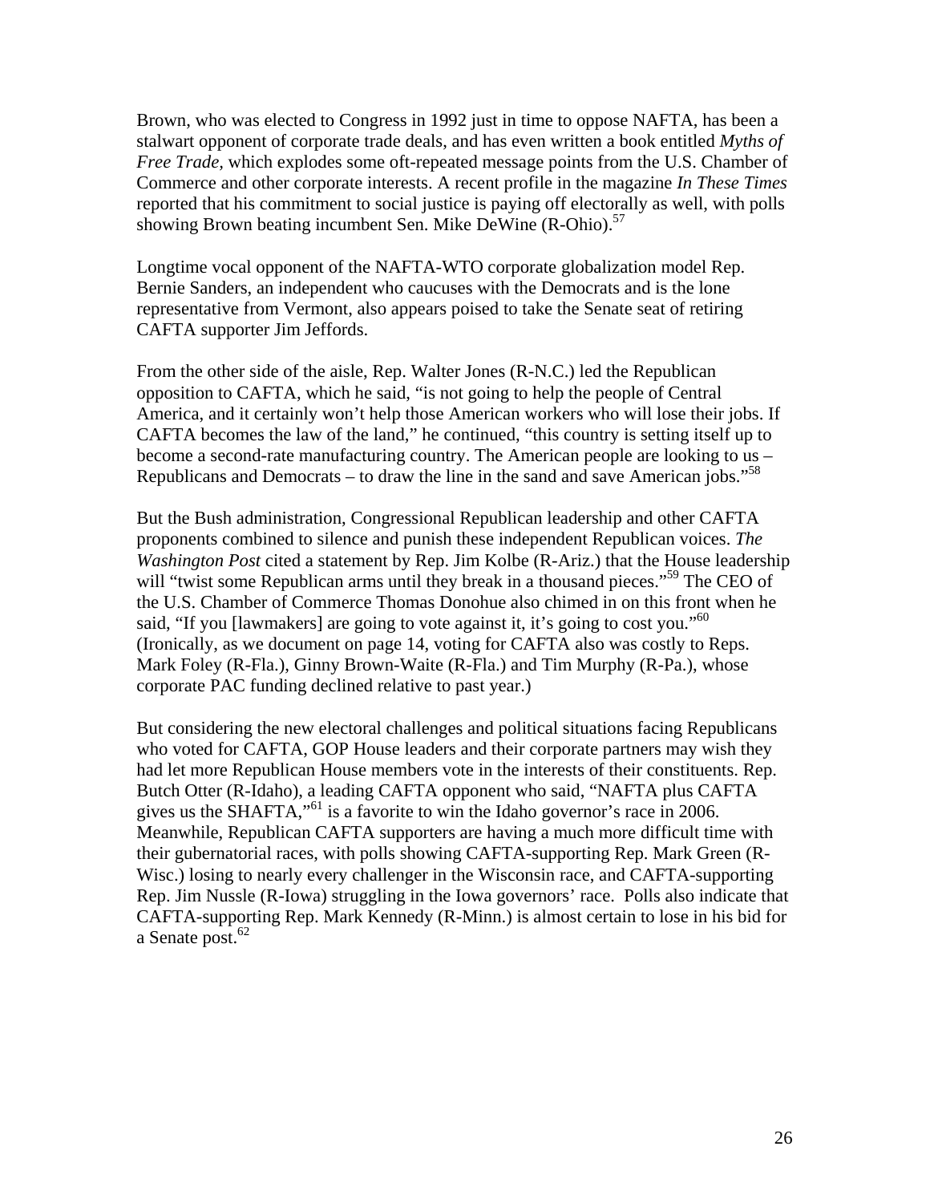Brown, who was elected to Congress in 1992 just in time to oppose NAFTA, has been a stalwart opponent of corporate trade deals, and has even written a book entitled *Myths of Free Trade*, which explodes some oft-repeated message points from the U.S. Chamber of Commerce and other corporate interests. A recent profile in the magazine *In These Times* reported that his commitment to social justice is paying off electorally as well, with polls showing Brown beating incumbent Sen. Mike DeWine (R-Ohio).[57]

Longtime vocal opponent of the NAFTA-WTO corporate globalization model Rep. Bernie Sanders, an independent who caucuses with the Democrats and is the lone representative from Vermont, also appears poised to take the Senate seat of retiring CAFTA supporter Jim Jeffords.

From the other side of the aisle, Rep. Walter Jones (R-N.C.) led the Republican opposition to CAFTA, which he said, "is not going to help the people of Central America, and it certainly won't help those American workers who will lose their jobs. If CAFTA becomes the law of the land," he continued, "this country is setting itself up to become a second-rate manufacturing country. The American people are looking to us – Republicans and Democrats – to draw the line in the sand and save American jobs."[58]

But the Bush administration, Congressional Republican leadership and other CAFTA proponents combined to silence and punish these independent Republican voices. *The Washington Post* cited a statement by Rep. Jim Kolbe (R-Ariz.) that the House leadership will "twist some Republican arms until they break in a thousand pieces."[59] The CEO of the U.S. Chamber of Commerce Thomas Donohue also chimed in on this front when he said, "If you [lawmakers] are going to vote against it, it's going to cost you."[60] (Ironically, as we document on page 14, voting for CAFTA also was costly to Reps. Mark Foley (R-Fla.), Ginny Brown-Waite (R-Fla.) and Tim Murphy (R-Pa.), whose corporate PAC funding declined relative to past year.)

But considering the new electoral challenges and political situations facing Republicans who voted for CAFTA, GOP House leaders and their corporate partners may wish they had let more Republican House members vote in the interests of their constituents. Rep. Butch Otter (R-Idaho), a leading CAFTA opponent who said, "NAFTA plus CAFTA gives us the SHAFTA,"[61] is a favorite to win the Idaho governor's race in 2006. Meanwhile, Republican CAFTA supporters are having a much more difficult time with their gubernatorial races, with polls showing CAFTA-supporting Rep. Mark Green (R-Wisc.) losing to nearly every challenger in the Wisconsin race, and CAFTA-supporting Rep. Jim Nussle (R-Iowa) struggling in the Iowa governors' race. Polls also indicate that CAFTA-supporting Rep. Mark Kennedy (R-Minn.) is almost certain to lose in his bid for a Senate post.[62]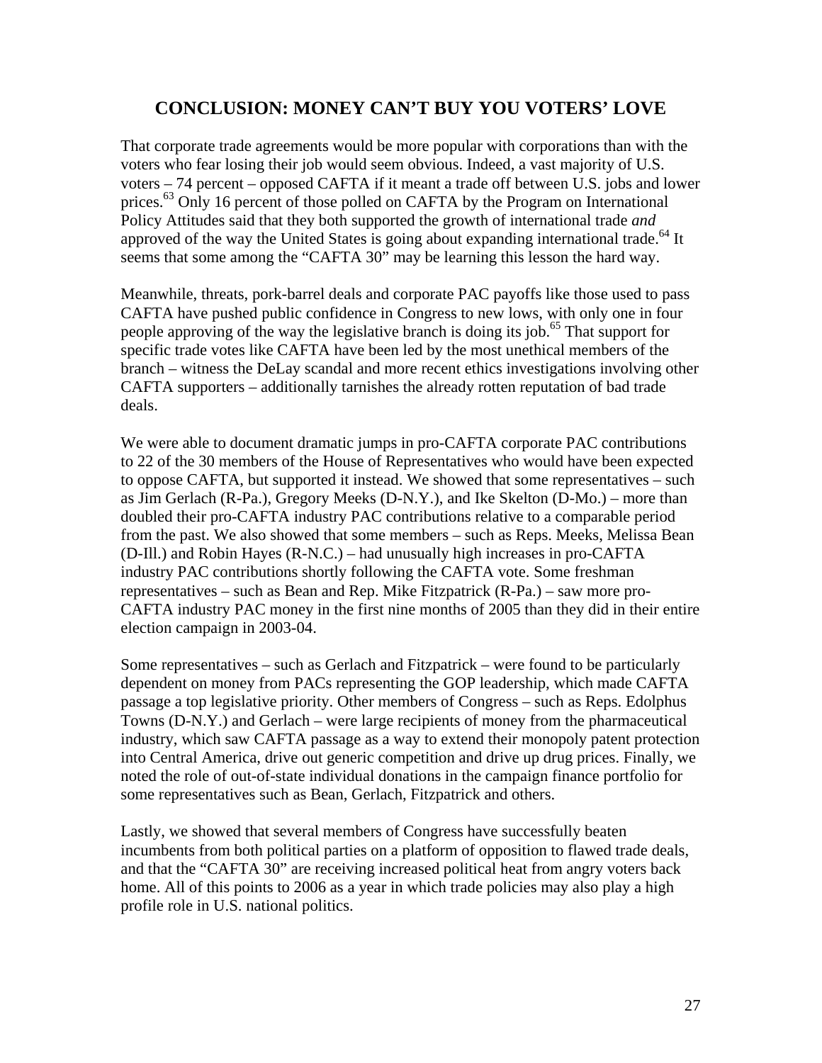## CONCLUSION: MONEY CAN'T BUY YOU VOTERS' LOVE

That corporate trade agreements would be more popular with corporations than with the voters who fear losing their job would seem obvious. Indeed, a vast majority of U.S. voters – 74 percent – opposed CAFTA if it meant a trade off between U.S. jobs and lower prices.[63] Only 16 percent of those polled on CAFTA by the Program on International Policy Attitudes said that they both supported the growth of international trade *and* approved of the way the United States is going about expanding international trade.[64] It seems that some among the "CAFTA 30" may be learning this lesson the hard way.

Meanwhile, threats, pork-barrel deals and corporate PAC payoffs like those used to pass CAFTA have pushed public confidence in Congress to new lows, with only one in four people approving of the way the legislative branch is doing its job.[65] That support for specific trade votes like CAFTA have been led by the most unethical members of the branch – witness the DeLay scandal and more recent ethics investigations involving other CAFTA supporters – additionally tarnishes the already rotten reputation of bad trade deals.

We were able to document dramatic jumps in pro-CAFTA corporate PAC contributions to 22 of the 30 members of the House of Representatives who would have been expected to oppose CAFTA, but supported it instead. We showed that some representatives – such as Jim Gerlach (R-Pa.), Gregory Meeks (D-N.Y.), and Ike Skelton (D-Mo.) – more than doubled their pro-CAFTA industry PAC contributions relative to a comparable period from the past. We also showed that some members – such as Reps. Meeks, Melissa Bean (D-Ill.) and Robin Hayes (R-N.C.) – had unusually high increases in pro-CAFTA industry PAC contributions shortly following the CAFTA vote. Some freshman representatives – such as Bean and Rep. Mike Fitzpatrick (R-Pa.) – saw more pro-CAFTA industry PAC money in the first nine months of 2005 than they did in their entire election campaign in 2003-04.

Some representatives – such as Gerlach and Fitzpatrick – were found to be particularly dependent on money from PACs representing the GOP leadership, which made CAFTA passage a top legislative priority. Other members of Congress – such as Reps. Edolphus Towns (D-N.Y.) and Gerlach – were large recipients of money from the pharmaceutical industry, which saw CAFTA passage as a way to extend their monopoly patent protection into Central America, drive out generic competition and drive up drug prices. Finally, we noted the role of out-of-state individual donations in the campaign finance portfolio for some representatives such as Bean, Gerlach, Fitzpatrick and others.

Lastly, we showed that several members of Congress have successfully beaten incumbents from both political parties on a platform of opposition to flawed trade deals, and that the "CAFTA 30" are receiving increased political heat from angry voters back home. All of this points to 2006 as a year in which trade policies may also play a high profile role in U.S. national politics.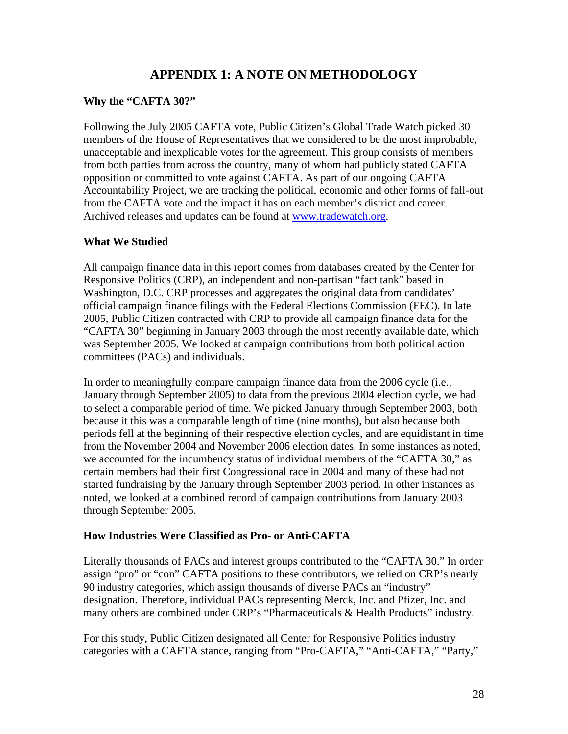# APPENDIX 1: A NOTE ON METHODOLOGY

### Why the "CAFTA 30?"

Following the July 2005 CAFTA vote, Public Citizen's Global Trade Watch picked 30 members of the House of Representatives that we considered to be the most improbable, unacceptable and inexplicable votes for the agreement. This group consists of members from both parties from across the country, many of whom had publicly stated CAFTA opposition or committed to vote against CAFTA. As part of our ongoing CAFTA Accountability Project, we are tracking the political, economic and other forms of fall-out from the CAFTA vote and the impact it has on each member's district and career. Archived releases and updates can be found at [www.tradewatch.org](www.tradewatch.org).

### What We Studied

All campaign finance data in this report comes from databases created by the Center for Responsive Politics (CRP), an independent and non-partisan "fact tank" based in Washington, D.C. CRP processes and aggregates the original data from candidates' official campaign finance filings with the Federal Elections Commission (FEC). In late 2005, Public Citizen contracted with CRP to provide all campaign finance data for the "CAFTA 30" beginning in January 2003 through the most recently available date, which was September 2005. We looked at campaign contributions from both political action committees (PACs) and individuals.

In order to meaningfully compare campaign finance data from the 2006 cycle (i.e., January through September 2005) to data from the previous 2004 election cycle, we had to select a comparable period of time. We picked January through September 2003, both because it this was a comparable length of time (nine months), but also because both periods fell at the beginning of their respective election cycles, and are equidistant in time from the November 2004 and November 2006 election dates. In some instances as noted, we accounted for the incumbency status of individual members of the "CAFTA 30," as certain members had their first Congressional race in 2004 and many of these had not started fundraising by the January through September 2003 period. In other instances as noted, we looked at a combined record of campaign contributions from January 2003 through September 2005.

### How Industries Were Classified as Pro- or Anti-CAFTA

Literally thousands of PACs and interest groups contributed to the "CAFTA 30." In order assign "pro" or "con" CAFTA positions to these contributors, we relied on CRP's nearly 90 industry categories, which assign thousands of diverse PACs an "industry" designation. Therefore, individual PACs representing Merck, Inc. and Pfizer, Inc. and many others are combined under CRP's "Pharmaceuticals & Health Products" industry.

For this study, Public Citizen designated all Center for Responsive Politics industry categories with a CAFTA stance, ranging from "Pro-CAFTA," "Anti-CAFTA," "Party,"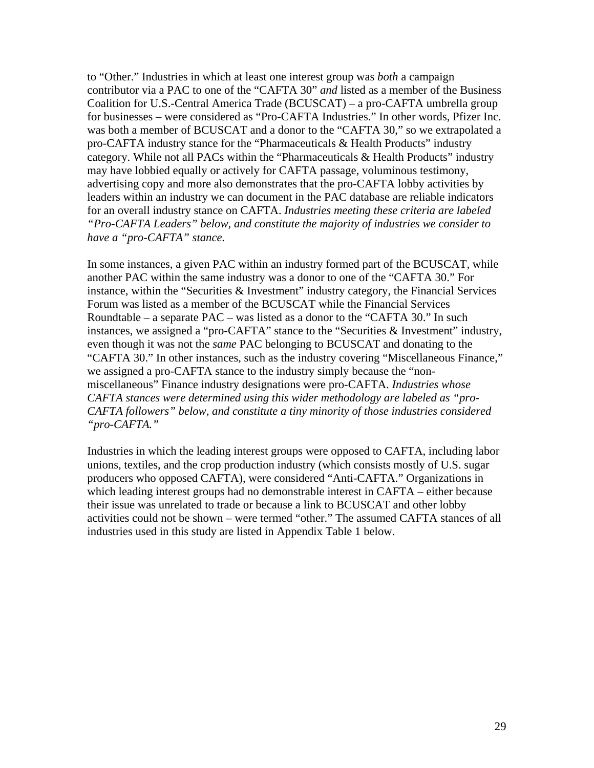to "Other." Industries in which at least one interest group was *both* a campaign contributor via a PAC to one of the "CAFTA 30" *and* listed as a member of the Business Coalition for U.S.-Central America Trade (BCUSCAT) – a pro-CAFTA umbrella group for businesses – were considered as "Pro-CAFTA Industries." In other words, Pfizer Inc. was both a member of BCUSCAT and a donor to the "CAFTA 30," so we extrapolated a pro-CAFTA industry stance for the "Pharmaceuticals & Health Products" industry category. While not all PACs within the "Pharmaceuticals & Health Products" industry may have lobbied equally or actively for CAFTA passage, voluminous testimony, advertising copy and more also demonstrates that the pro-CAFTA lobby activities by leaders within an industry we can document in the PAC database are reliable indicators for an overall industry stance on CAFTA. *Industries meeting these criteria are labeled "Pro-CAFTA Leaders" below, and constitute the majority of industries we consider to have a "pro-CAFTA" stance.*

In some instances, a given PAC within an industry formed part of the BCUSCAT, while another PAC within the same industry was a donor to one of the "CAFTA 30." For instance, within the "Securities & Investment" industry category, the Financial Services Forum was listed as a member of the BCUSCAT while the Financial Services Roundtable – a separate PAC – was listed as a donor to the "CAFTA 30." In such instances, we assigned a "pro-CAFTA" stance to the "Securities & Investment" industry, even though it was not the *same* PAC belonging to BCUSCAT and donating to the "CAFTA 30." In other instances, such as the industry covering "Miscellaneous Finance," we assigned a pro-CAFTA stance to the industry simply because the "non-miscellaneous" Finance industry designations were pro-CAFTA. *Industries whose CAFTA stances were determined using this wider methodology are labeled as "pro-CAFTA followers" below, and constitute a tiny minority of those industries considered "pro-CAFTA."*

Industries in which the leading interest groups were opposed to CAFTA, including labor unions, textiles, and the crop production industry (which consists mostly of U.S. sugar producers who opposed CAFTA), were considered "Anti-CAFTA." Organizations in which leading interest groups had no demonstrable interest in CAFTA – either because their issue was unrelated to trade or because a link to BCUSCAT and other lobby activities could not be shown – were termed "other." The assumed CAFTA stances of all industries used in this study are listed in Appendix Table 1 below.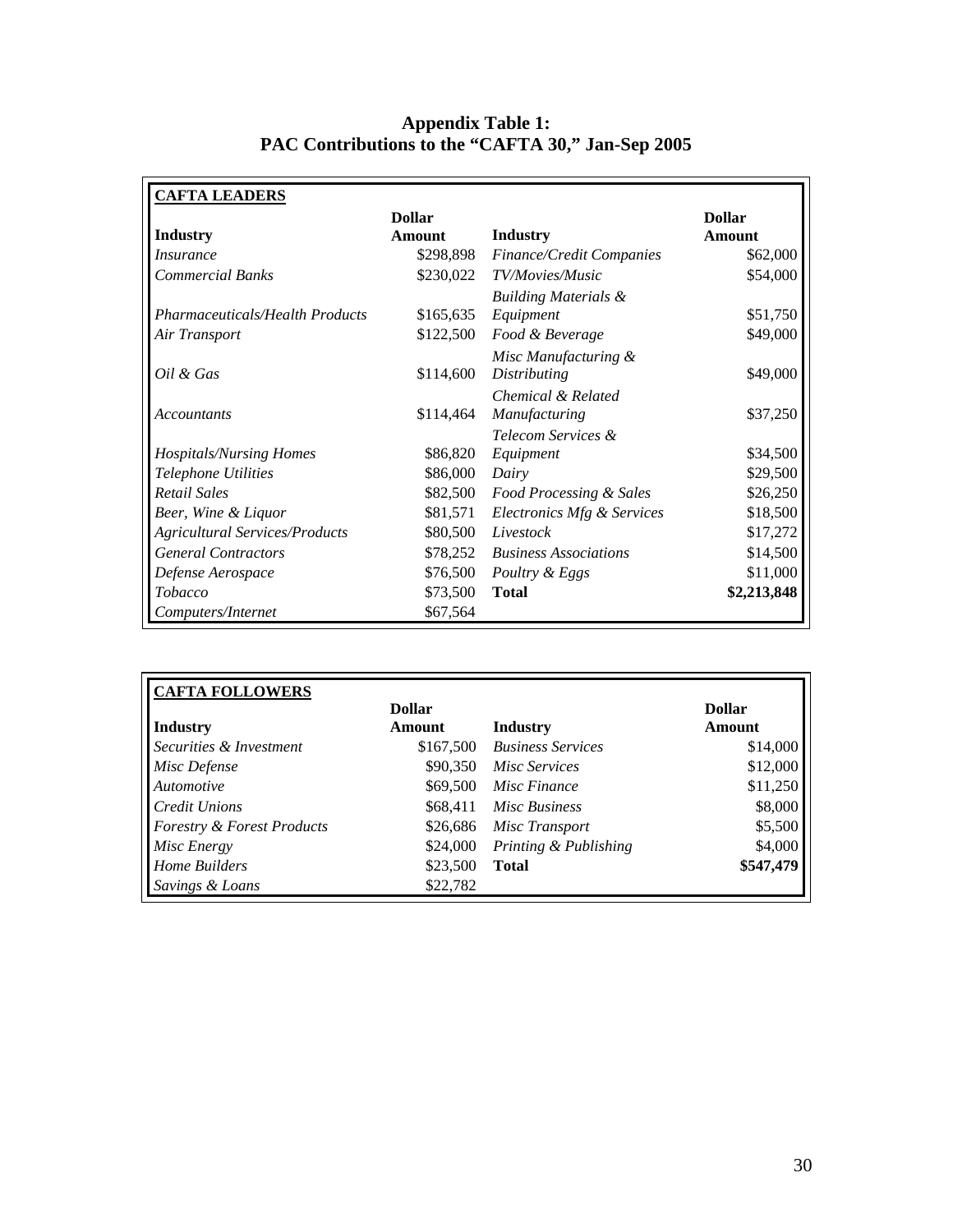## Appendix Table 1:
## PAC Contributions to the "CAFTA 30," Jan-Sep 2005

**CAFTA LEADERS**

| **Industry** | **Dollar Amount** | **Industry** | **Dollar Amount** |
|---|---|---|---|
| *Insurance* | $298,898 | *Finance/Credit Companies* | $62,000 |
| *Commercial Banks* | $230,022 | *TV/Movies/Music* | $54,000 |
| *Pharmaceuticals/Health Products* | $165,635 | *Building Materials & Equipment* | $51,750 |
| *Air Transport* | $122,500 | *Food & Beverage* | $49,000 |
| *Oil & Gas* | $114,600 | *Misc Manufacturing & Distributing* | $49,000 |
| *Accountants* | $114,464 | *Chemical & Related Manufacturing* | $37,250 |
| *Hospitals/Nursing Homes* | $86,820 | *Telecom Services & Equipment* | $34,500 |
| *Telephone Utilities* | $86,000 | *Dairy* | $29,500 |
| *Retail Sales* | $82,500 | *Food Processing & Sales* | $26,250 |
| *Beer, Wine & Liquor* | $81,571 | *Electronics Mfg & Services* | $18,500 |
| *Agricultural Services/Products* | $80,500 | *Livestock* | $17,272 |
| *General Contractors* | $78,252 | *Business Associations* | $14,500 |
| *Defense Aerospace* | $76,500 | *Poultry & Eggs* | $11,000 |
| *Tobacco* | $73,500 | **Total** | **$2,213,848** |
| *Computers/Internet* | $67,564 | | |

**CAFTA FOLLOWERS**

| **Industry** | **Dollar Amount** | **Industry** | **Dollar Amount** |
|---|---|---|---|
| *Securities & Investment* | $167,500 | *Business Services* | $14,000 |
| *Misc Defense* | $90,350 | *Misc Services* | $12,000 |
| *Automotive* | $69,500 | *Misc Finance* | $11,250 |
| *Credit Unions* | $68,411 | *Misc Business* | $8,000 |
| *Forestry & Forest Products* | $26,686 | *Misc Transport* | $5,500 |
| *Misc Energy* | $24,000 | *Printing & Publishing* | $4,000 |
| *Home Builders* | $23,500 | **Total** | **$547,479** |
| *Savings & Loans* | $22,782 | | |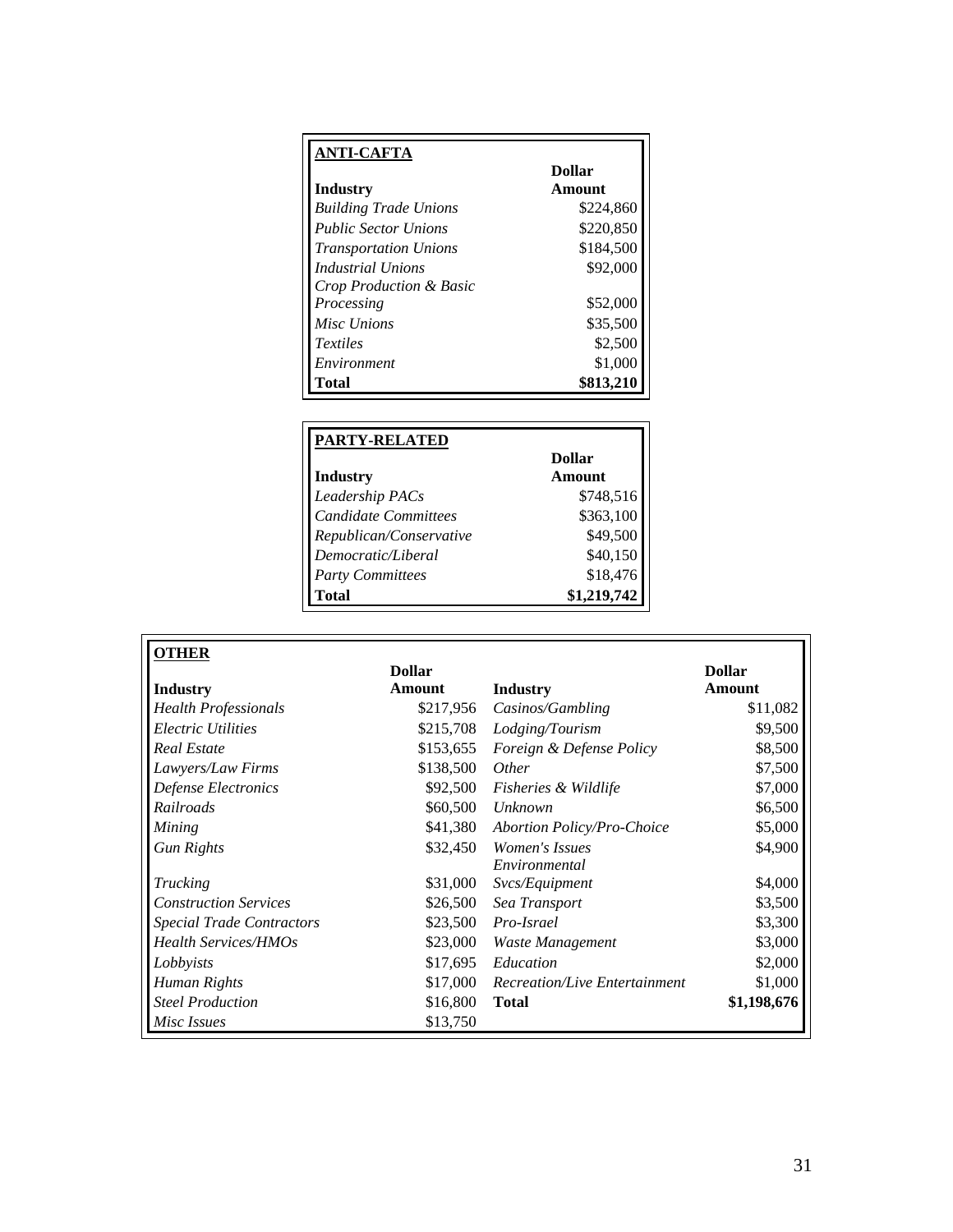| ANTI-CAFTA | |
|---|---|
| **Industry** | **Dollar Amount** |
| *Building Trade Unions* | $224,860 |
| *Public Sector Unions* | $220,850 |
| *Transportation Unions* | $184,500 |
| *Industrial Unions* | $92,000 |
| *Crop Production & Basic Processing* | $52,000 |
| *Misc Unions* | $35,500 |
| *Textiles* | $2,500 |
| *Environment* | $1,000 |
| **Total** | **$813,210** |

| PARTY-RELATED | |
|---|---|
| **Industry** | **Dollar Amount** |
| *Leadership PACs* | $748,516 |
| *Candidate Committees* | $363,100 |
| *Republican/Conservative* | $49,500 |
| *Democratic/Liberal* | $40,150 |
| *Party Committees* | $18,476 |
| **Total** | **$1,219,742** |

| OTHER | | | |
|---|---|---|---|
| **Industry** | **Dollar Amount** | **Industry** | **Dollar Amount** |
| *Health Professionals* | $217,956 | *Casinos/Gambling* | $11,082 |
| *Electric Utilities* | $215,708 | *Lodging/Tourism* | $9,500 |
| *Real Estate* | $153,655 | *Foreign & Defense Policy* | $8,500 |
| *Lawyers/Law Firms* | $138,500 | *Other* | $7,500 |
| *Defense Electronics* | $92,500 | *Fisheries & Wildlife* | $7,000 |
| *Railroads* | $60,500 | *Unknown* | $6,500 |
| *Mining* | $41,380 | *Abortion Policy/Pro-Choice* | $5,000 |
| *Gun Rights* | $32,450 | *Women's Issues* | $4,900 |
| *Trucking* | $31,000 | *Environmental Svcs/Equipment* | $4,000 |
| *Construction Services* | $26,500 | *Sea Transport* | $3,500 |
| *Special Trade Contractors* | $23,500 | *Pro-Israel* | $3,300 |
| *Health Services/HMOs* | $23,000 | *Waste Management* | $3,000 |
| *Lobbyists* | $17,695 | *Education* | $2,000 |
| *Human Rights* | $17,000 | *Recreation/Live Entertainment* | $1,000 |
| *Steel Production* | $16,800 | **Total** | **$1,198,676** |
| *Misc Issues* | $13,750 | | |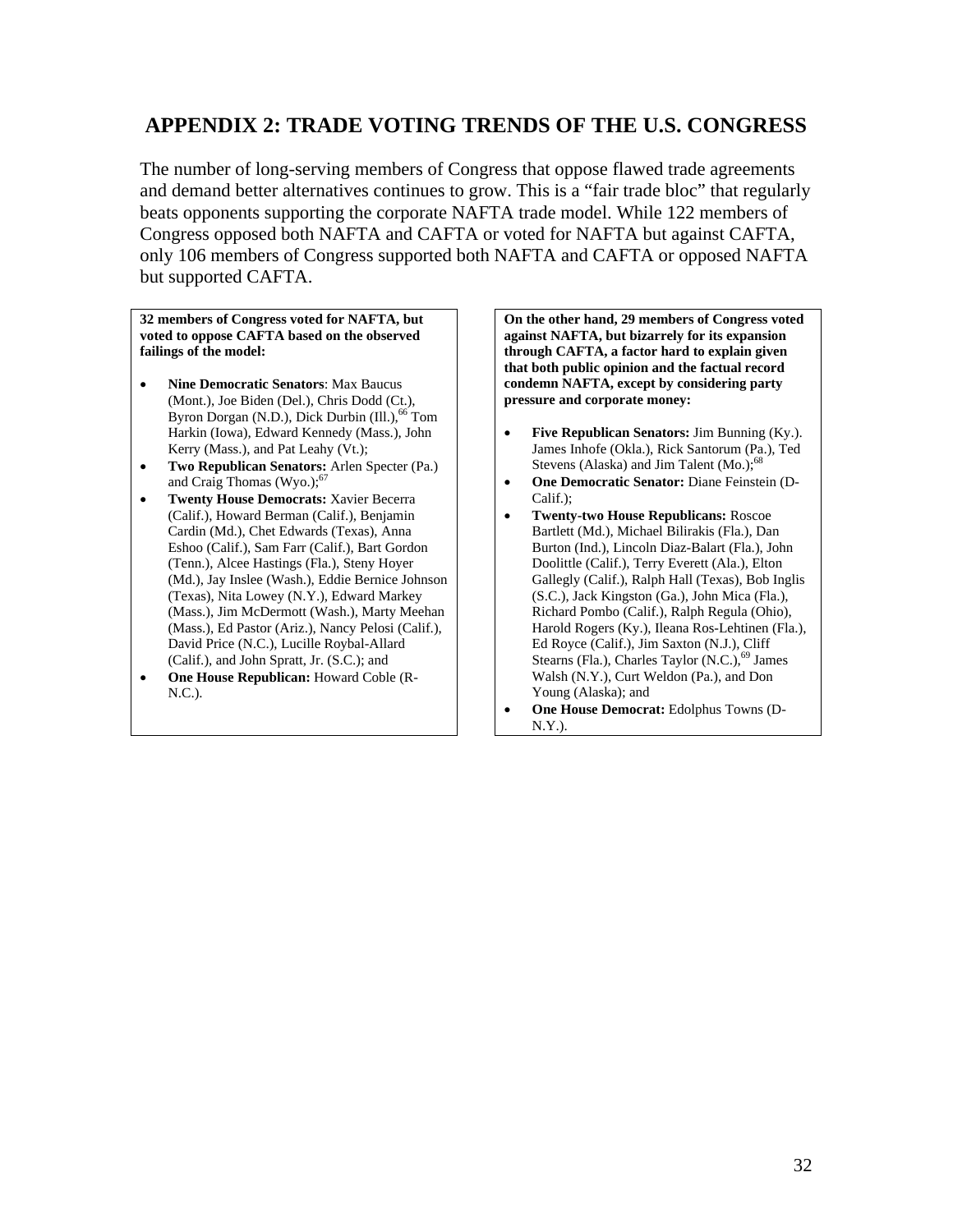## APPENDIX 2: TRADE VOTING TRENDS OF THE U.S. CONGRESS

The number of long-serving members of Congress that oppose flawed trade agreements and demand better alternatives continues to grow. This is a "fair trade bloc" that regularly beats opponents supporting the corporate NAFTA trade model. While 122 members of Congress opposed both NAFTA and CAFTA or voted for NAFTA but against CAFTA, only 106 members of Congress supported both NAFTA and CAFTA or opposed NAFTA but supported CAFTA.

**32 members of Congress voted for NAFTA, but voted to oppose CAFTA based on the observed failings of the model:**

- **Nine Democratic Senators**: Max Baucus (Mont.), Joe Biden (Del.), Chris Dodd (Ct.), Byron Dorgan (N.D.), Dick Durbin (Ill.),[66] Tom Harkin (Iowa), Edward Kennedy (Mass.), John Kerry (Mass.), and Pat Leahy (Vt.);
- **Two Republican Senators:** Arlen Specter (Pa.) and Craig Thomas (Wyo.);[67]
- **Twenty House Democrats:** Xavier Becerra (Calif.), Howard Berman (Calif.), Benjamin Cardin (Md.), Chet Edwards (Texas), Anna Eshoo (Calif.), Sam Farr (Calif.), Bart Gordon (Tenn.), Alcee Hastings (Fla.), Steny Hoyer (Md.), Jay Inslee (Wash.), Eddie Bernice Johnson (Texas), Nita Lowey (N.Y.), Edward Markey (Mass.), Jim McDermott (Wash.), Marty Meehan (Mass.), Ed Pastor (Ariz.), Nancy Pelosi (Calif.), David Price (N.C.), Lucille Roybal-Allard (Calif.), and John Spratt, Jr. (S.C.); and
- **One House Republican:** Howard Coble (R-N.C.).

**On the other hand, 29 members of Congress voted against NAFTA, but bizarrely for its expansion through CAFTA, a factor hard to explain given that both public opinion and the factual record condemn NAFTA, except by considering party pressure and corporate money:**

- **Five Republican Senators:** Jim Bunning (Ky.). James Inhofe (Okla.), Rick Santorum (Pa.), Ted Stevens (Alaska) and Jim Talent (Mo.);[68]
- **One Democratic Senator:** Diane Feinstein (D-Calif.);
- **Twenty-two House Republicans:** Roscoe Bartlett (Md.), Michael Bilirakis (Fla.), Dan Burton (Ind.), Lincoln Diaz-Balart (Fla.), John Doolittle (Calif.), Terry Everett (Ala.), Elton Gallegly (Calif.), Ralph Hall (Texas), Bob Inglis (S.C.), Jack Kingston (Ga.), John Mica (Fla.), Richard Pombo (Calif.), Ralph Regula (Ohio), Harold Rogers (Ky.), Ileana Ros-Lehtinen (Fla.), Ed Royce (Calif.), Jim Saxton (N.J.), Cliff Stearns (Fla.), Charles Taylor (N.C.),[69] James Walsh (N.Y.), Curt Weldon (Pa.), and Don Young (Alaska); and
- **One House Democrat:** Edolphus Towns (D-N.Y.).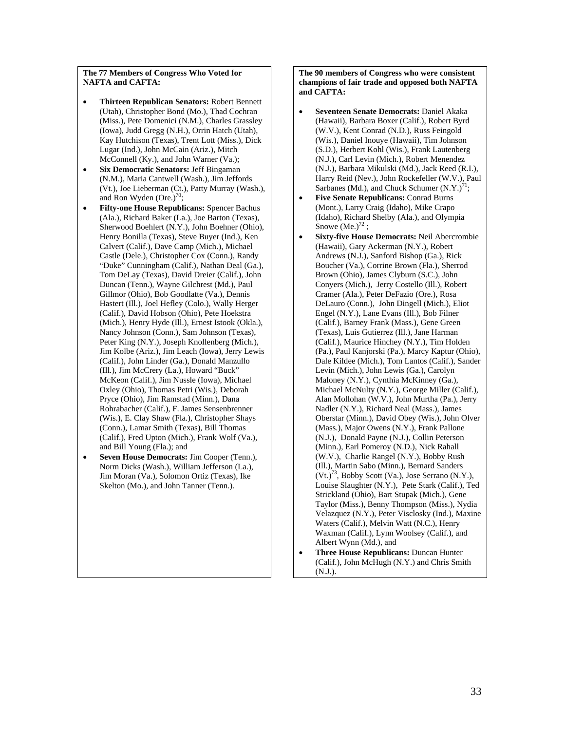**The 77 Members of Congress Who Voted for NAFTA and CAFTA:**

- **Thirteen Republican Senators:** Robert Bennett (Utah), Christopher Bond (Mo.), Thad Cochran (Miss.), Pete Domenici (N.M.), Charles Grassley (Iowa), Judd Gregg (N.H.), Orrin Hatch (Utah), Kay Hutchison (Texas), Trent Lott (Miss.), Dick Lugar (Ind.), John McCain (Ariz.), Mitch McConnell (Ky.), and John Warner (Va.);
- **Six Democratic Senators:** Jeff Bingaman (N.M.), Maria Cantwell (Wash.), Jim Jeffords (Vt.), Joe Lieberman (Ct.), Patty Murray (Wash.), and Ron Wyden (Ore.)[70];
- **Fifty-one House Republicans:** Spencer Bachus (Ala.), Richard Baker (La.), Joe Barton (Texas), Sherwood Boehlert (N.Y.), John Boehner (Ohio), Henry Bonilla (Texas), Steve Buyer (Ind.), Ken Calvert (Calif.), Dave Camp (Mich.), Michael Castle (Dele.), Christopher Cox (Conn.), Randy "Duke" Cunningham (Calif.), Nathan Deal (Ga.), Tom DeLay (Texas), David Dreier (Calif.), John Duncan (Tenn.), Wayne Gilchrest (Md.), Paul Gillmor (Ohio), Bob Goodlatte (Va.), Dennis Hastert (Ill.), Joel Hefley (Colo.), Wally Herger (Calif.), David Hobson (Ohio), Pete Hoekstra (Mich.), Henry Hyde (Ill.), Ernest Istook (Okla.), Nancy Johnson (Conn.), Sam Johnson (Texas), Peter King (N.Y.), Joseph Knollenberg (Mich.), Jim Kolbe (Ariz.), Jim Leach (Iowa), Jerry Lewis (Calif.), John Linder (Ga.), Donald Manzullo (Ill.), Jim McCrery (La.), Howard "Buck" McKeon (Calif.), Jim Nussle (Iowa), Michael Oxley (Ohio), Thomas Petri (Wis.), Deborah Pryce (Ohio), Jim Ramstad (Minn.), Dana Rohrabacher (Calif.), F. James Sensenbrenner (Wis.), E. Clay Shaw (Fla.), Christopher Shays (Conn.), Lamar Smith (Texas), Bill Thomas (Calif.), Fred Upton (Mich.), Frank Wolf (Va.), and Bill Young (Fla.); and
- **Seven House Democrats:** Jim Cooper (Tenn.), Norm Dicks (Wash.), William Jefferson (La.), Jim Moran (Va.), Solomon Ortiz (Texas), Ike Skelton (Mo.), and John Tanner (Tenn.).

**The 90 members of Congress who were consistent champions of fair trade and opposed both NAFTA and CAFTA:**

- **Seventeen Senate Democrats:** Daniel Akaka (Hawaii), Barbara Boxer (Calif.), Robert Byrd (W.V.), Kent Conrad (N.D.), Russ Feingold (Wis.), Daniel Inouye (Hawaii), Tim Johnson (S.D.), Herbert Kohl (Wis.), Frank Lautenberg (N.J.), Carl Levin (Mich.), Robert Menendez (N.J.), Barbara Mikulski (Md.), Jack Reed (R.I.), Harry Reid (Nev.), John Rockefeller (W.V.), Paul Sarbanes (Md.), and Chuck Schumer (N.Y.)[71];
- **Five Senate Republicans:** Conrad Burns (Mont.), Larry Craig (Idaho), Mike Crapo (Idaho), Richard Shelby (Ala.), and Olympia Snowe (Me.)[72] ;
- **Sixty-five House Democrats:** Neil Abercrombie (Hawaii), Gary Ackerman (N.Y.), Robert Andrews (N.J.), Sanford Bishop (Ga.), Rick Boucher (Va.), Corrine Brown (Fla.), Sherrod Brown (Ohio), James Clyburn (S.C.), John Conyers (Mich.), Jerry Costello (Ill.), Robert Cramer (Ala.), Peter DeFazio (Ore.), Rosa DeLauro (Conn.), John Dingell (Mich.), Eliot Engel (N.Y.), Lane Evans (Ill.), Bob Filner (Calif.), Barney Frank (Mass.), Gene Green (Texas), Luis Gutierrez (Ill.), Jane Harman (Calif.), Maurice Hinchey (N.Y.), Tim Holden (Pa.), Paul Kanjorski (Pa.), Marcy Kaptur (Ohio), Dale Kildee (Mich.), Tom Lantos (Calif.), Sander Levin (Mich.), John Lewis (Ga.), Carolyn Maloney (N.Y.), Cynthia McKinney (Ga.), Michael McNulty (N.Y.), George Miller (Calif.), Alan Mollohan (W.V.), John Murtha (Pa.), Jerry Nadler (N.Y.), Richard Neal (Mass.), James Oberstar (Minn.), David Obey (Wis.), John Olver (Mass.), Major Owens (N.Y.), Frank Pallone (N.J.), Donald Payne (N.J.), Collin Peterson (Minn.), Earl Pomeroy (N.D.), Nick Rahall (W.V.), Charlie Rangel (N.Y.), Bobby Rush (Ill.), Martin Sabo (Minn.), Bernard Sanders (Vt.)[73], Bobby Scott (Va.), Jose Serrano (N.Y.), Louise Slaughter (N.Y.), Pete Stark (Calif.), Ted Strickland (Ohio), Bart Stupak (Mich.), Gene Taylor (Miss.), Benny Thompson (Miss.), Nydia Velazquez (N.Y.), Peter Visclosky (Ind.), Maxine Waters (Calif.), Melvin Watt (N.C.), Henry Waxman (Calif.), Lynn Woolsey (Calif.), and Albert Wynn (Md.), and
- **Three House Republicans:** Duncan Hunter (Calif.), John McHugh (N.Y.) and Chris Smith (N.J.).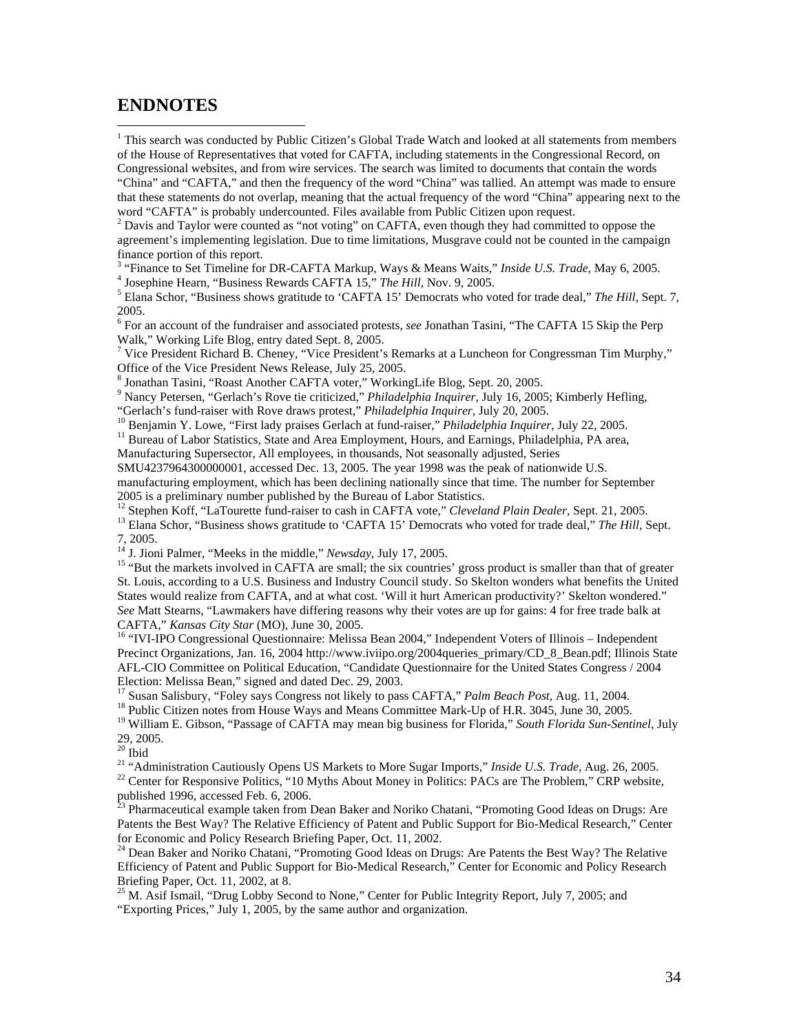## ENDNOTES

[1] This search was conducted by Public Citizen's Global Trade Watch and looked at all statements from members of the House of Representatives that voted for CAFTA, including statements in the Congressional Record, on Congressional websites, and from wire services. The search was limited to documents that contain the words "China" and "CAFTA," and then the frequency of the word "China" was tallied. An attempt was made to ensure that these statements do not overlap, meaning that the actual frequency of the word "China" appearing next to the word "CAFTA" is probably undercounted. Files available from Public Citizen upon request.

[2] Davis and Taylor were counted as "not voting" on CAFTA, even though they had committed to oppose the agreement's implementing legislation. Due to time limitations, Musgrave could not be counted in the campaign finance portion of this report.

[3] "Finance to Set Timeline for DR-CAFTA Markup, Ways & Means Waits," *Inside U.S. Trade,* May 6, 2005.

[4] Josephine Hearn, "Business Rewards CAFTA 15," *The Hill,* Nov. 9, 2005.

[5] Elana Schor, "Business shows gratitude to 'CAFTA 15' Democrats who voted for trade deal," *The Hill,* Sept. 7, 2005.

[6] For an account of the fundraiser and associated protests, *see* Jonathan Tasini, "The CAFTA 15 Skip the Perp Walk," Working Life Blog, entry dated Sept. 8, 2005.

[7] Vice President Richard B. Cheney, "Vice President's Remarks at a Luncheon for Congressman Tim Murphy," Office of the Vice President News Release, July 25, 2005.

[8] Jonathan Tasini, "Roast Another CAFTA voter," WorkingLife Blog, Sept. 20, 2005.

[9] Nancy Petersen, "Gerlach's Rove tie criticized," *Philadelphia Inquirer,* July 16, 2005; Kimberly Hefling, "Gerlach's fund-raiser with Rove draws protest," *Philadelphia Inquirer,* July 20, 2005.

[10] Benjamin Y. Lowe, "First lady praises Gerlach at fund-raiser," *Philadelphia Inquirer,* July 22, 2005.

[11] Bureau of Labor Statistics, State and Area Employment, Hours, and Earnings, Philadelphia, PA area, Manufacturing Supersector, All employees, in thousands, Not seasonally adjusted, Series SMU4237964300000001, accessed Dec. 13, 2005. The year 1998 was the peak of nationwide U.S. manufacturing employment, which has been declining nationally since that time. The number for September 2005 is a preliminary number published by the Bureau of Labor Statistics.

[12] Stephen Koff, "LaTourette fund-raiser to cash in CAFTA vote," *Cleveland Plain Dealer,* Sept. 21, 2005.

[13] Elana Schor, "Business shows gratitude to 'CAFTA 15' Democrats who voted for trade deal," *The Hill,* Sept. 7, 2005.

[14] J. Jioni Palmer, "Meeks in the middle," *Newsday,* July 17, 2005.

[15] "But the markets involved in CAFTA are small; the six countries' gross product is smaller than that of greater St. Louis, according to a U.S. Business and Industry Council study. So Skelton wonders what benefits the United States would realize from CAFTA, and at what cost. 'Will it hurt American productivity?' Skelton wondered." *See* Matt Stearns, "Lawmakers have differing reasons why their votes are up for gains: 4 for free trade balk at CAFTA," *Kansas City Star* (MO), June 30, 2005.

[16] "IVI-IPO Congressional Questionnaire: Melissa Bean 2004," Independent Voters of Illinois – Independent Precinct Organizations, Jan. 16, 2004 http://www.iviipo.org/2004queries_primary/CD_8_Bean.pdf; Illinois State AFL-CIO Committee on Political Education, "Candidate Questionnaire for the United States Congress / 2004 Election: Melissa Bean," signed and dated Dec. 29, 2003.

[17] Susan Salisbury, "Foley says Congress not likely to pass CAFTA," *Palm Beach Post,* Aug. 11, 2004.

[18] Public Citizen notes from House Ways and Means Committee Mark-Up of H.R. 3045, June 30, 2005.

[19] William E. Gibson, "Passage of CAFTA may mean big business for Florida," *South Florida Sun-Sentinel,* July 29, 2005.

[20] Ibid

[21] "Administration Cautiously Opens US Markets to More Sugar Imports," *Inside U.S. Trade,* Aug. 26, 2005.

[22] Center for Responsive Politics, "10 Myths About Money in Politics: PACs are The Problem," CRP website, published 1996, accessed Feb. 6, 2006.

[23] Pharmaceutical example taken from Dean Baker and Noriko Chatani, "Promoting Good Ideas on Drugs: Are Patents the Best Way? The Relative Efficiency of Patent and Public Support for Bio-Medical Research," Center for Economic and Policy Research Briefing Paper, Oct. 11, 2002.

[24] Dean Baker and Noriko Chatani, "Promoting Good Ideas on Drugs: Are Patents the Best Way? The Relative Efficiency of Patent and Public Support for Bio-Medical Research," Center for Economic and Policy Research Briefing Paper, Oct. 11, 2002, at 8.

[25] M. Asif Ismail, "Drug Lobby Second to None," Center for Public Integrity Report, July 7, 2005; and "Exporting Prices," July 1, 2005, by the same author and organization.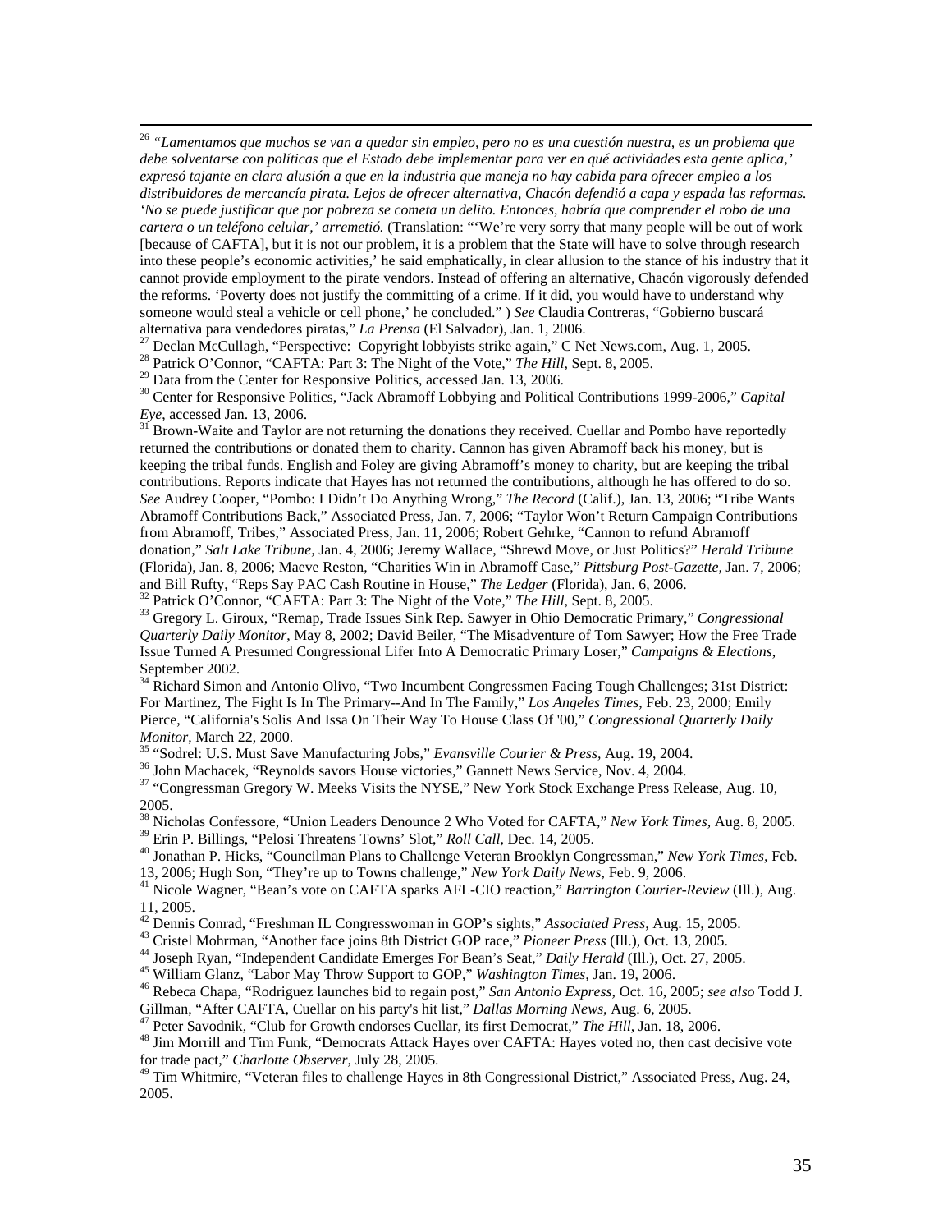[26] *"Lamentamos que muchos se van a quedar sin empleo, pero no es una cuestión nuestra, es un problema que debe solventarse con políticas que el Estado debe implementar para ver en qué actividades esta gente aplica,' expresó tajante en clara alusión a que en la industria que maneja no hay cabida para ofrecer empleo a los distribuidores de mercancía pirata. Lejos de ofrecer alternativa, Chacón defendió a capa y espada las reformas. 'No se puede justificar que por pobreza se cometa un delito. Entonces, habría que comprender el robo de una cartera o un teléfono celular,' arremetió.* (Translation: "'We're very sorry that many people will be out of work [because of CAFTA], but it is not our problem, it is a problem that the State will have to solve through research into these people's economic activities,' he said emphatically, in clear allusion to the stance of his industry that it cannot provide employment to the pirate vendors. Instead of offering an alternative, Chacón vigorously defended the reforms. 'Poverty does not justify the committing of a crime. If it did, you would have to understand why someone would steal a vehicle or cell phone,' he concluded." ) *See* Claudia Contreras, "Gobierno buscará alternativa para vendedores piratas," *La Prensa* (El Salvador), Jan. 1, 2006.

[27] Declan McCullagh, "Perspective: Copyright lobbyists strike again," C Net News.com, Aug. 1, 2005.

[28] Patrick O'Connor, "CAFTA: Part 3: The Night of the Vote," *The Hill*, Sept. 8, 2005.

[29] Data from the Center for Responsive Politics, accessed Jan. 13, 2006.

[30] Center for Responsive Politics, "Jack Abramoff Lobbying and Political Contributions 1999-2006," *Capital Eye*, accessed Jan. 13, 2006.

[31] Brown-Waite and Taylor are not returning the donations they received. Cuellar and Pombo have reportedly returned the contributions or donated them to charity. Cannon has given Abramoff back his money, but is keeping the tribal funds. English and Foley are giving Abramoff's money to charity, but are keeping the tribal contributions. Reports indicate that Hayes has not returned the contributions, although he has offered to do so. *See* Audrey Cooper, "Pombo: I Didn't Do Anything Wrong," *The Record* (Calif.), Jan. 13, 2006; "Tribe Wants Abramoff Contributions Back," Associated Press, Jan. 7, 2006; "Taylor Won't Return Campaign Contributions from Abramoff, Tribes," Associated Press, Jan. 11, 2006; Robert Gehrke, "Cannon to refund Abramoff donation," *Salt Lake Tribune*, Jan. 4, 2006; Jeremy Wallace, "Shrewd Move, or Just Politics?" *Herald Tribune* (Florida), Jan. 8, 2006; Maeve Reston, "Charities Win in Abramoff Case," *Pittsburg Post-Gazette*, Jan. 7, 2006; and Bill Rufty, "Reps Say PAC Cash Routine in House," *The Ledger* (Florida), Jan. 6, 2006.

[32] Patrick O'Connor, "CAFTA: Part 3: The Night of the Vote," *The Hill*, Sept. 8, 2005.

[33] Gregory L. Giroux, "Remap, Trade Issues Sink Rep. Sawyer in Ohio Democratic Primary," *Congressional Quarterly Daily Monitor*, May 8, 2002; David Beiler, "The Misadventure of Tom Sawyer; How the Free Trade Issue Turned A Presumed Congressional Lifer Into A Democratic Primary Loser," *Campaigns & Elections*, September 2002.

[34] Richard Simon and Antonio Olivo, "Two Incumbent Congressmen Facing Tough Challenges; 31st District: For Martinez, The Fight Is In The Primary--And In The Family," *Los Angeles Times*, Feb. 23, 2000; Emily Pierce, "California's Solis And Issa On Their Way To House Class Of '00," *Congressional Quarterly Daily Monitor*, March 22, 2000.

[35] "Sodrel: U.S. Must Save Manufacturing Jobs," *Evansville Courier & Press*, Aug. 19, 2004.

[36] John Machacek, "Reynolds savors House victories," Gannett News Service, Nov. 4, 2004.

[37] "Congressman Gregory W. Meeks Visits the NYSE," New York Stock Exchange Press Release, Aug. 10, 2005.

[38] Nicholas Confessore, "Union Leaders Denounce 2 Who Voted for CAFTA," *New York Times*, Aug. 8, 2005.

[39] Erin P. Billings, "Pelosi Threatens Towns' Slot," *Roll Call*, Dec. 14, 2005.

[40] Jonathan P. Hicks, "Councilman Plans to Challenge Veteran Brooklyn Congressman," *New York Times*, Feb. 13, 2006; Hugh Son, "They're up to Towns challenge," *New York Daily News*, Feb. 9, 2006.

[41] Nicole Wagner, "Bean's vote on CAFTA sparks AFL-CIO reaction," *Barrington Courier-Review* (Ill.), Aug. 11, 2005.

[42] Dennis Conrad, "Freshman IL Congresswoman in GOP's sights," *Associated Press*, Aug. 15, 2005.

[43] Cristel Mohrman, "Another face joins 8th District GOP race," *Pioneer Press* (Ill.), Oct. 13, 2005.

[44] Joseph Ryan, "Independent Candidate Emerges For Bean's Seat," *Daily Herald* (Ill.), Oct. 27, 2005.

[45] William Glanz, "Labor May Throw Support to GOP," *Washington Times*, Jan. 19, 2006.

[46] Rebeca Chapa, "Rodriguez launches bid to regain post," *San Antonio Express*, Oct. 16, 2005; *see also* Todd J. Gillman, "After CAFTA, Cuellar on his party's hit list," *Dallas Morning News*, Aug. 6, 2005.

[47] Peter Savodnik, "Club for Growth endorses Cuellar, its first Democrat," *The Hill*, Jan. 18, 2006.

[48] Jim Morrill and Tim Funk, "Democrats Attack Hayes over CAFTA: Hayes voted no, then cast decisive vote for trade pact," *Charlotte Observer*, July 28, 2005.

[49] Tim Whitmire, "Veteran files to challenge Hayes in 8th Congressional District," Associated Press, Aug. 24, 2005.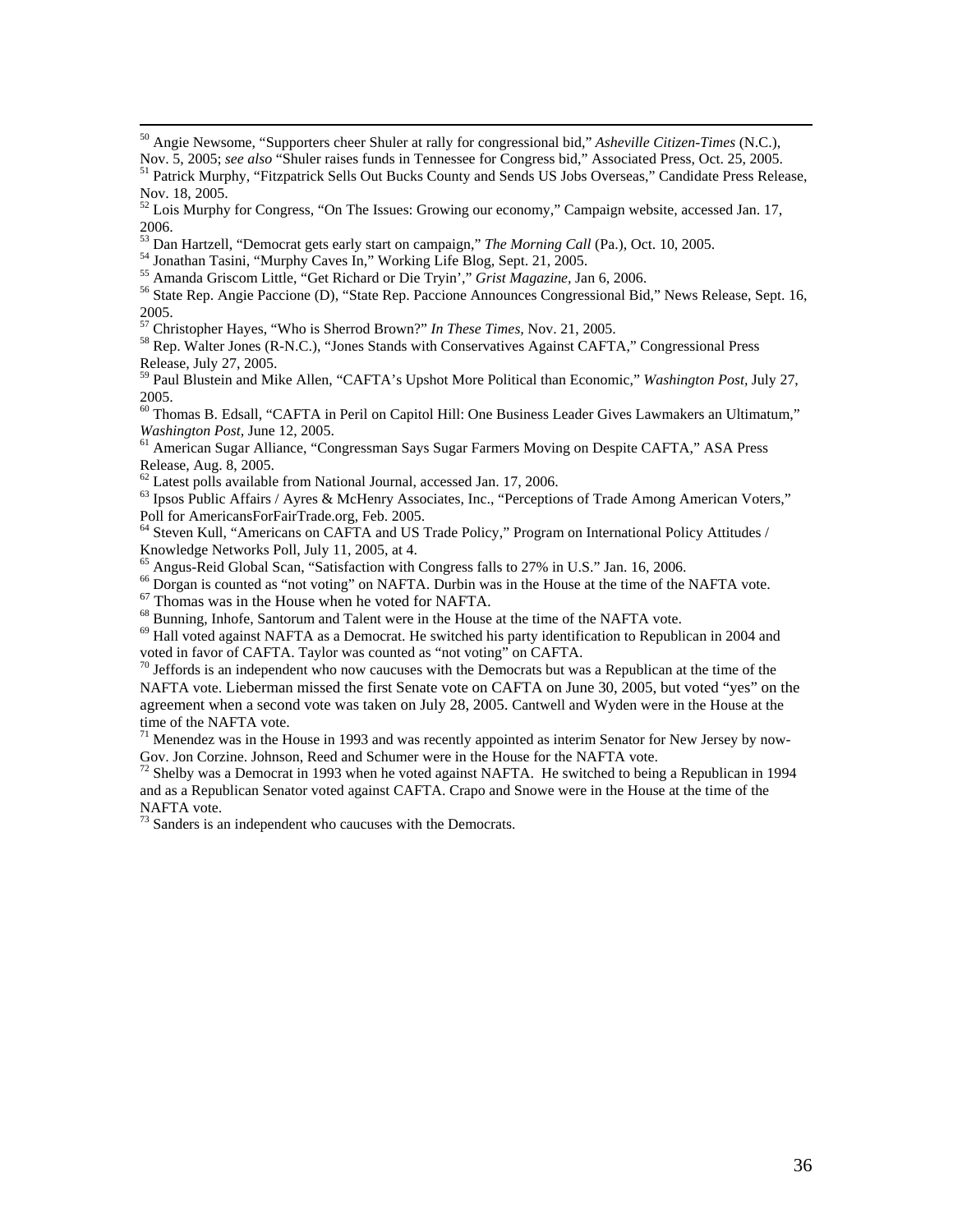[50] Angie Newsome, "Supporters cheer Shuler at rally for congressional bid," *Asheville Citizen-Times* (N.C.), Nov. 5, 2005; *see also* "Shuler raises funds in Tennessee for Congress bid," Associated Press, Oct. 25, 2005.

[51] Patrick Murphy, "Fitzpatrick Sells Out Bucks County and Sends US Jobs Overseas," Candidate Press Release, Nov. 18, 2005.

[52] Lois Murphy for Congress, "On The Issues: Growing our economy," Campaign website, accessed Jan. 17, 2006.

[53] Dan Hartzell, "Democrat gets early start on campaign," *The Morning Call* (Pa.), Oct. 10, 2005.

[54] Jonathan Tasini, "Murphy Caves In," Working Life Blog, Sept. 21, 2005.

[55] Amanda Griscom Little, "Get Richard or Die Tryin'," *Grist Magazine*, Jan 6, 2006.

[56] State Rep. Angie Paccione (D), "State Rep. Paccione Announces Congressional Bid," News Release, Sept. 16, 2005.

[57] Christopher Hayes, "Who is Sherrod Brown?" *In These Times*, Nov. 21, 2005.

[58] Rep. Walter Jones (R-N.C.), "Jones Stands with Conservatives Against CAFTA," Congressional Press Release, July 27, 2005.

[59] Paul Blustein and Mike Allen, "CAFTA's Upshot More Political than Economic," *Washington Post*, July 27, 2005.

[60] Thomas B. Edsall, "CAFTA in Peril on Capitol Hill: One Business Leader Gives Lawmakers an Ultimatum," *Washington Post*, June 12, 2005.

[61] American Sugar Alliance, "Congressman Says Sugar Farmers Moving on Despite CAFTA," ASA Press Release, Aug. 8, 2005.

[62] Latest polls available from National Journal, accessed Jan. 17, 2006.

[63] Ipsos Public Affairs / Ayres & McHenry Associates, Inc., "Perceptions of Trade Among American Voters," Poll for AmericansForFairTrade.org, Feb. 2005.

[64] Steven Kull, "Americans on CAFTA and US Trade Policy," Program on International Policy Attitudes / Knowledge Networks Poll, July 11, 2005, at 4.

[65] Angus-Reid Global Scan, "Satisfaction with Congress falls to 27% in U.S." Jan. 16, 2006.

[66] Dorgan is counted as "not voting" on NAFTA. Durbin was in the House at the time of the NAFTA vote.

[67] Thomas was in the House when he voted for NAFTA.

[68] Bunning, Inhofe, Santorum and Talent were in the House at the time of the NAFTA vote.

[69] Hall voted against NAFTA as a Democrat. He switched his party identification to Republican in 2004 and voted in favor of CAFTA. Taylor was counted as "not voting" on CAFTA.

[70] Jeffords is an independent who now caucuses with the Democrats but was a Republican at the time of the NAFTA vote. Lieberman missed the first Senate vote on CAFTA on June 30, 2005, but voted "yes" on the agreement when a second vote was taken on July 28, 2005. Cantwell and Wyden were in the House at the time of the NAFTA vote.

[71] Menendez was in the House in 1993 and was recently appointed as interim Senator for New Jersey by now-Gov. Jon Corzine. Johnson, Reed and Schumer were in the House for the NAFTA vote.

[72] Shelby was a Democrat in 1993 when he voted against NAFTA. He switched to being a Republican in 1994 and as a Republican Senator voted against CAFTA. Crapo and Snowe were in the House at the time of the NAFTA vote.

[73] Sanders is an independent who caucuses with the Democrats.